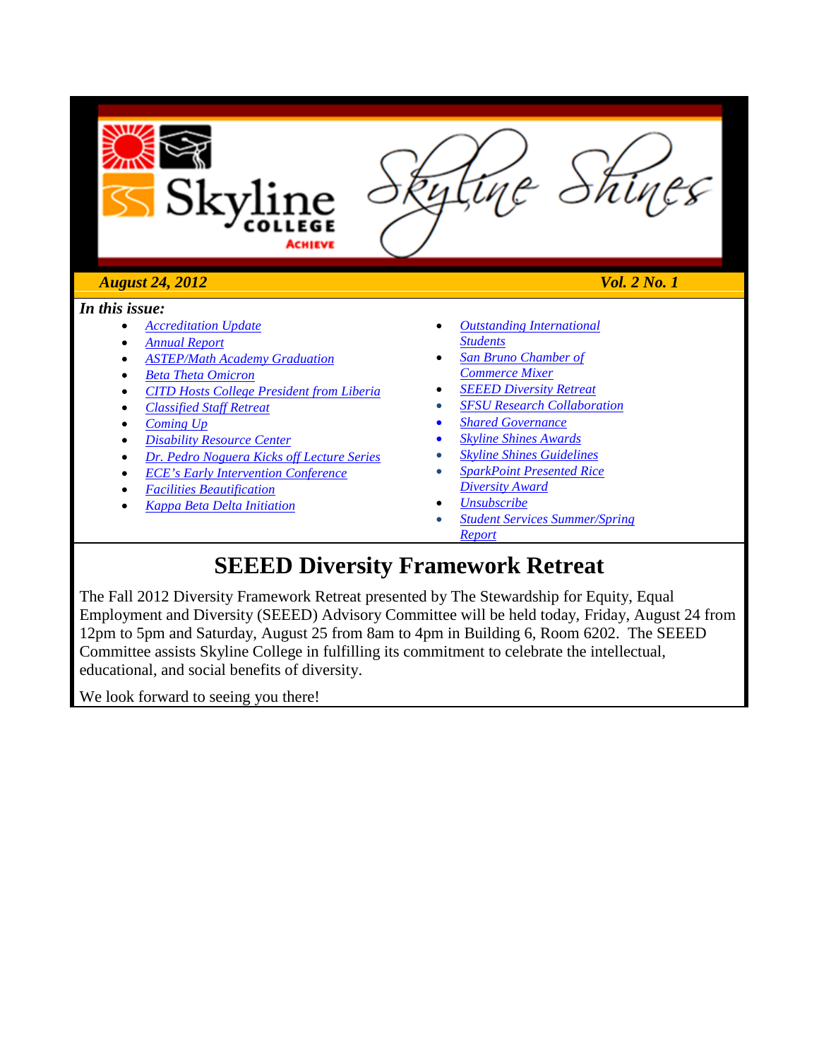Skyline College Achieve

Skyline Shines

***August 24, 2012*** ***Vol. 2 No. 1***

***In this issue:***

- *Accreditation Update*
- *Annual Report*
- *ASTEP/Math Academy Graduation*
- *Beta Theta Omicron*
- *CITD Hosts College President from Liberia*
- *Classified Staff Retreat*
- *Coming Up*
- *Disability Resource Center*
- *Dr. Pedro Noguera Kicks off Lecture Series*
- *ECE's Early Intervention Conference*
- *Facilities Beautification*
- *Kappa Beta Delta Initiation*
- *Outstanding International Students*
- *San Bruno Chamber of Commerce Mixer*
- *SEEED Diversity Retreat*
- *SFSU Research Collaboration*
- *Shared Governance*
- *Skyline Shines Awards*
- *Skyline Shines Guidelines*
- *SparkPoint Presented Rice Diversity Award*
- *Unsubscribe*
- *Student Services Summer/Spring Report*

# SEEED Diversity Framework Retreat

The Fall 2012 Diversity Framework Retreat presented by The Stewardship for Equity, Equal Employment and Diversity (SEEED) Advisory Committee will be held today, Friday, August 24 from 12pm to 5pm and Saturday, August 25 from 8am to 4pm in Building 6, Room 6202. The SEEED Committee assists Skyline College in fulfilling its commitment to celebrate the intellectual, educational, and social benefits of diversity.

We look forward to seeing you there!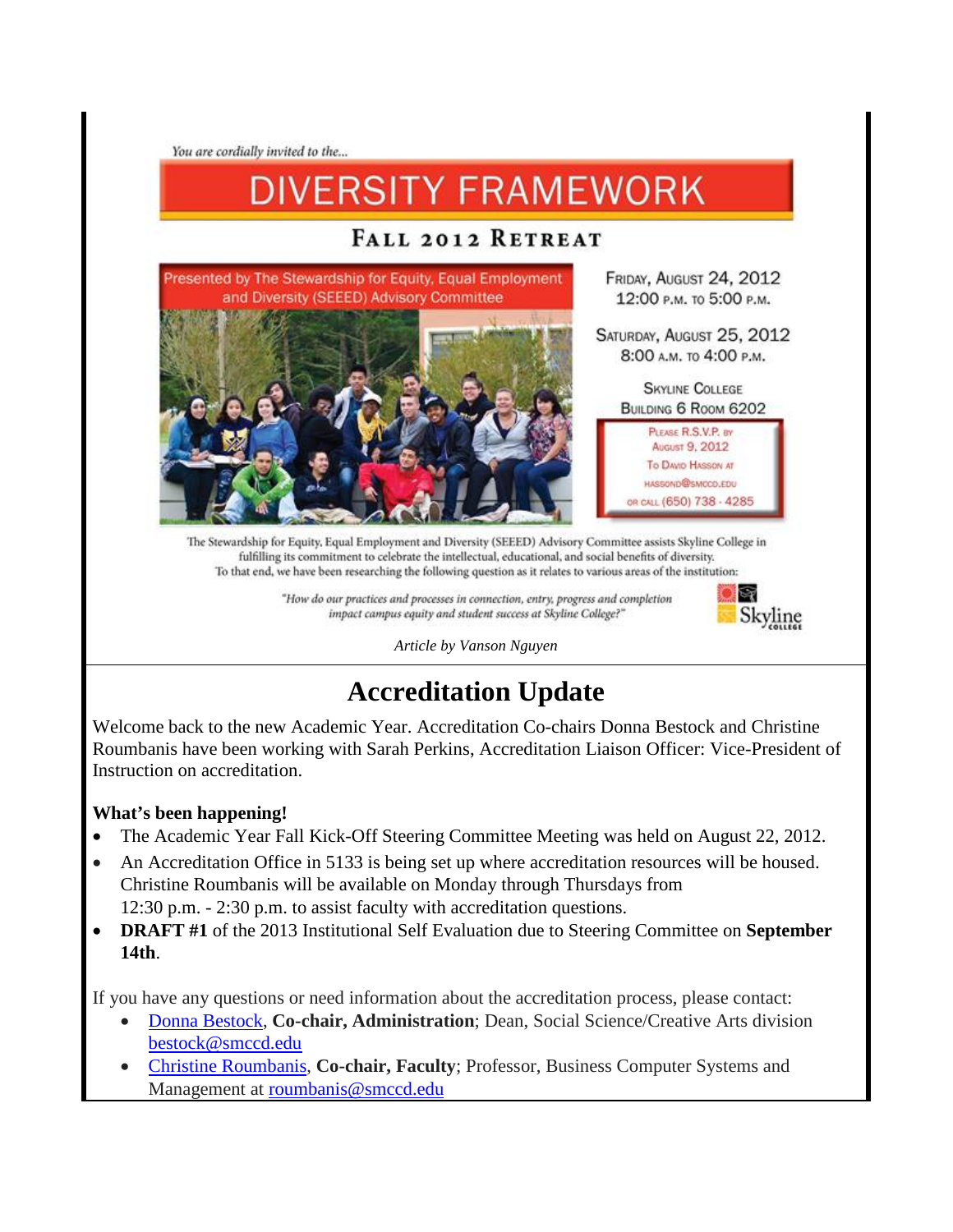You are cordially invited to the...

# DIVERSITY FRAMEWORK

## Fall 2012 Retreat

Presented by The Stewardship for Equity, Equal Employment and Diversity (SEEED) Advisory Committee

Friday, August 24, 2012
12:00 p.m. to 5:00 p.m.

Saturday, August 25, 2012
8:00 a.m. to 4:00 p.m.

Skyline College
Building 6 Room 6202

Please R.S.V.P. by August 9, 2012
To David Hasson at hassond@smccd.edu
or call (650) 738 - 4285

The Stewardship for Equity, Equal Employment and Diversity (SEEED) Advisory Committee assists Skyline College in fulfilling its commitment to celebrate the intellectual, educational, and social benefits of diversity.
To that end, we have been researching the following question as it relates to various areas of the institution:

*"How do our practices and processes in connection, entry, progress and completion impact campus equity and student success at Skyline College?"*

Skyline College

*Article by Vanson Nguyen*

# Accreditation Update

Welcome back to the new Academic Year. Accreditation Co-chairs Donna Bestock and Christine Roumbanis have been working with Sarah Perkins, Accreditation Liaison Officer: Vice-President of Instruction on accreditation.

**What's been happening!**

- The Academic Year Fall Kick-Off Steering Committee Meeting was held on August 22, 2012.
- An Accreditation Office in 5133 is being set up where accreditation resources will be housed. Christine Roumbanis will be available on Monday through Thursdays from 12:30 p.m. - 2:30 p.m. to assist faculty with accreditation questions.
- **DRAFT #1** of the 2013 Institutional Self Evaluation due to Steering Committee on **September 14th**.

If you have any questions or need information about the accreditation process, please contact:

- Donna Bestock, **Co-chair, Administration**; Dean, Social Science/Creative Arts division bestock@smccd.edu
- Christine Roumbanis, **Co-chair, Faculty**; Professor, Business Computer Systems and Management at roumbanis@smccd.edu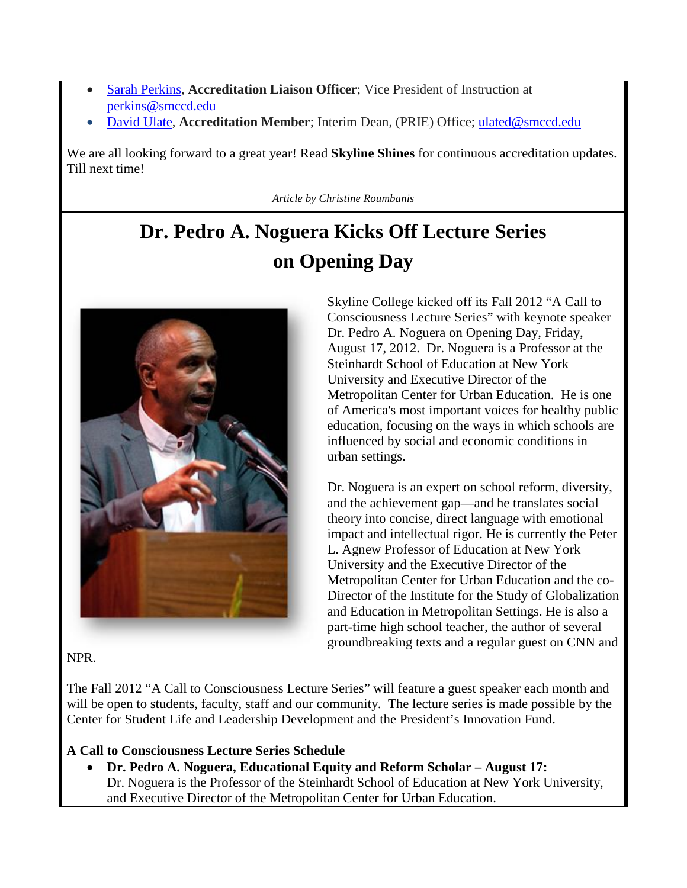- Sarah Perkins, **Accreditation Liaison Officer**; Vice President of Instruction at perkins@smccd.edu
- David Ulate, **Accreditation Member**; Interim Dean, (PRIE) Office; ulated@smccd.edu

We are all looking forward to a great year! Read **Skyline Shines** for continuous accreditation updates. Till next time!

*Article by Christine Roumbanis*

# Dr. Pedro A. Noguera Kicks Off Lecture Series on Opening Day

Skyline College kicked off its Fall 2012 "A Call to Consciousness Lecture Series" with keynote speaker Dr. Pedro A. Noguera on Opening Day, Friday, August 17, 2012. Dr. Noguera is a Professor at the Steinhardt School of Education at New York University and Executive Director of the Metropolitan Center for Urban Education. He is one of America's most important voices for healthy public education, focusing on the ways in which schools are influenced by social and economic conditions in urban settings.

Dr. Noguera is an expert on school reform, diversity, and the achievement gap—and he translates social theory into concise, direct language with emotional impact and intellectual rigor. He is currently the Peter L. Agnew Professor of Education at New York University and the Executive Director of the Metropolitan Center for Urban Education and the co-Director of the Institute for the Study of Globalization and Education in Metropolitan Settings. He is also a part-time high school teacher, the author of several groundbreaking texts and a regular guest on CNN and NPR.

The Fall 2012 "A Call to Consciousness Lecture Series" will feature a guest speaker each month and will be open to students, faculty, staff and our community. The lecture series is made possible by the Center for Student Life and Leadership Development and the President's Innovation Fund.

**A Call to Consciousness Lecture Series Schedule**

- **Dr. Pedro A. Noguera, Educational Equity and Reform Scholar – August 17:** Dr. Noguera is the Professor of the Steinhardt School of Education at New York University, and Executive Director of the Metropolitan Center for Urban Education.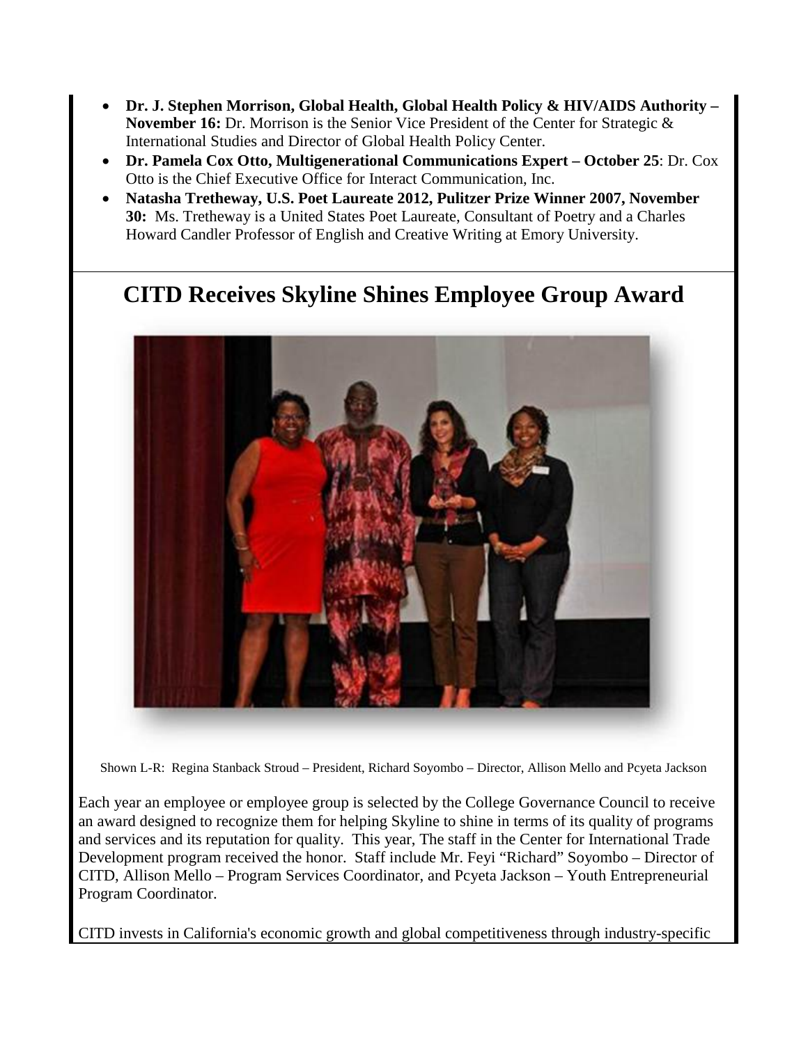- **Dr. J. Stephen Morrison, Global Health, Global Health Policy & HIV/AIDS Authority – November 16:** Dr. Morrison is the Senior Vice President of the Center for Strategic & International Studies and Director of Global Health Policy Center.
- **Dr. Pamela Cox Otto, Multigenerational Communications Expert – October 25**: Dr. Cox Otto is the Chief Executive Office for Interact Communication, Inc.
- **Natasha Tretheway, U.S. Poet Laureate 2012, Pulitzer Prize Winner 2007, November 30:** Ms. Tretheway is a United States Poet Laureate, Consultant of Poetry and a Charles Howard Candler Professor of English and Creative Writing at Emory University.

# CITD Receives Skyline Shines Employee Group Award

Shown L-R: Regina Stanback Stroud – President, Richard Soyombo – Director, Allison Mello and Pcyeta Jackson

Each year an employee or employee group is selected by the College Governance Council to receive an award designed to recognize them for helping Skyline to shine in terms of its quality of programs and services and its reputation for quality. This year, The staff in the Center for International Trade Development program received the honor. Staff include Mr. Feyi "Richard" Soyombo – Director of CITD, Allison Mello – Program Services Coordinator, and Pcyeta Jackson – Youth Entrepreneurial Program Coordinator.

CITD invests in California's economic growth and global competitiveness through industry-specific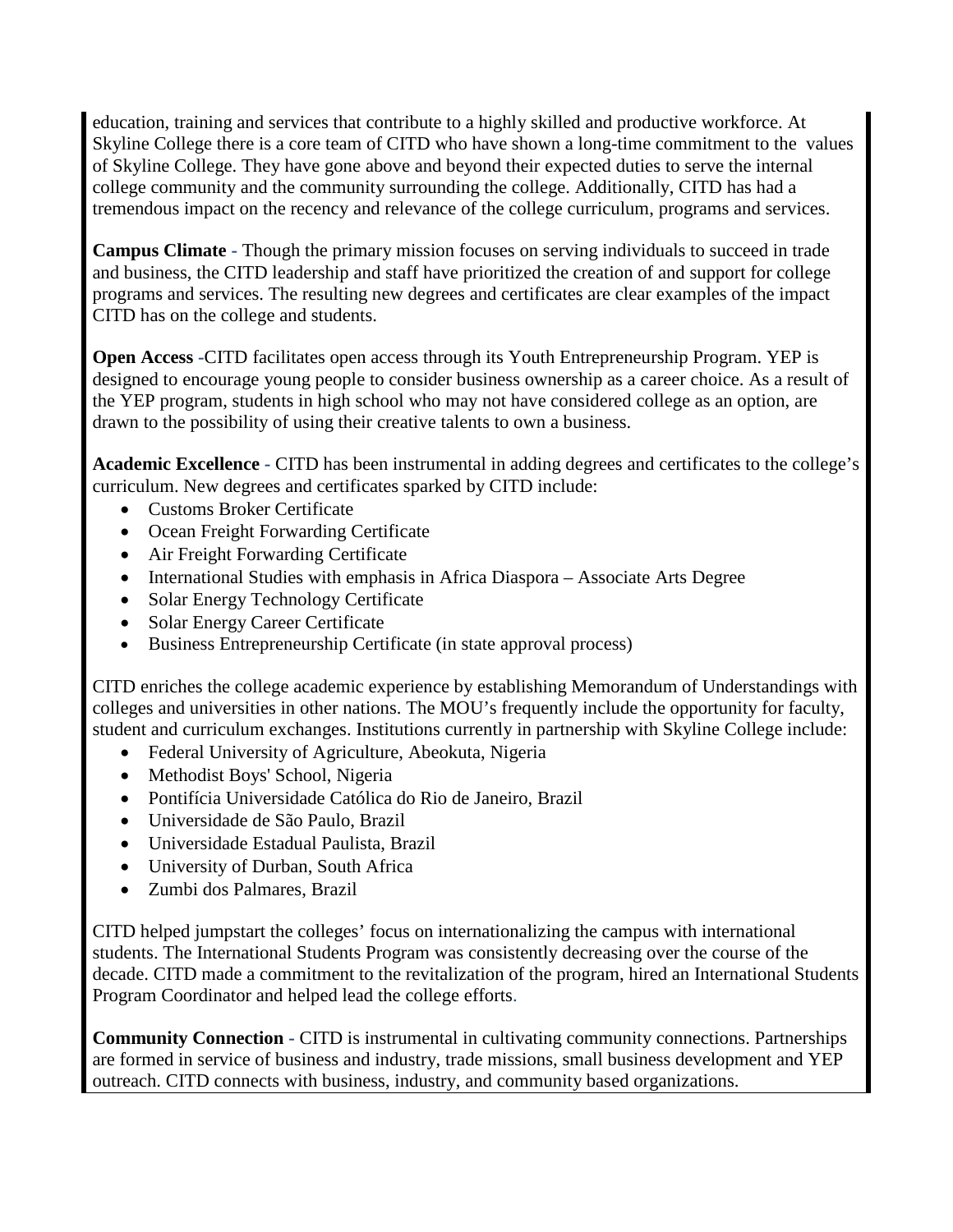education, training and services that contribute to a highly skilled and productive workforce. At Skyline College there is a core team of CITD who have shown a long-time commitment to the values of Skyline College. They have gone above and beyond their expected duties to serve the internal college community and the community surrounding the college. Additionally, CITD has had a tremendous impact on the recency and relevance of the college curriculum, programs and services.

**Campus Climate** - Though the primary mission focuses on serving individuals to succeed in trade and business, the CITD leadership and staff have prioritized the creation of and support for college programs and services. The resulting new degrees and certificates are clear examples of the impact CITD has on the college and students.

**Open Access** -CITD facilitates open access through its Youth Entrepreneurship Program. YEP is designed to encourage young people to consider business ownership as a career choice. As a result of the YEP program, students in high school who may not have considered college as an option, are drawn to the possibility of using their creative talents to own a business.

**Academic Excellence** - CITD has been instrumental in adding degrees and certificates to the college's curriculum. New degrees and certificates sparked by CITD include:

- Customs Broker Certificate
- Ocean Freight Forwarding Certificate
- Air Freight Forwarding Certificate
- International Studies with emphasis in Africa Diaspora – Associate Arts Degree
- Solar Energy Technology Certificate
- Solar Energy Career Certificate
- Business Entrepreneurship Certificate (in state approval process)

CITD enriches the college academic experience by establishing Memorandum of Understandings with colleges and universities in other nations. The MOU's frequently include the opportunity for faculty, student and curriculum exchanges. Institutions currently in partnership with Skyline College include:

- Federal University of Agriculture, Abeokuta, Nigeria
- Methodist Boys' School, Nigeria
- Pontifícia Universidade Católica do Rio de Janeiro, Brazil
- Universidade de São Paulo, Brazil
- Universidade Estadual Paulista, Brazil
- University of Durban, South Africa
- Zumbi dos Palmares, Brazil

CITD helped jumpstart the colleges' focus on internationalizing the campus with international students. The International Students Program was consistently decreasing over the course of the decade. CITD made a commitment to the revitalization of the program, hired an International Students Program Coordinator and helped lead the college efforts.

**Community Connection** - CITD is instrumental in cultivating community connections. Partnerships are formed in service of business and industry, trade missions, small business development and YEP outreach. CITD connects with business, industry, and community based organizations.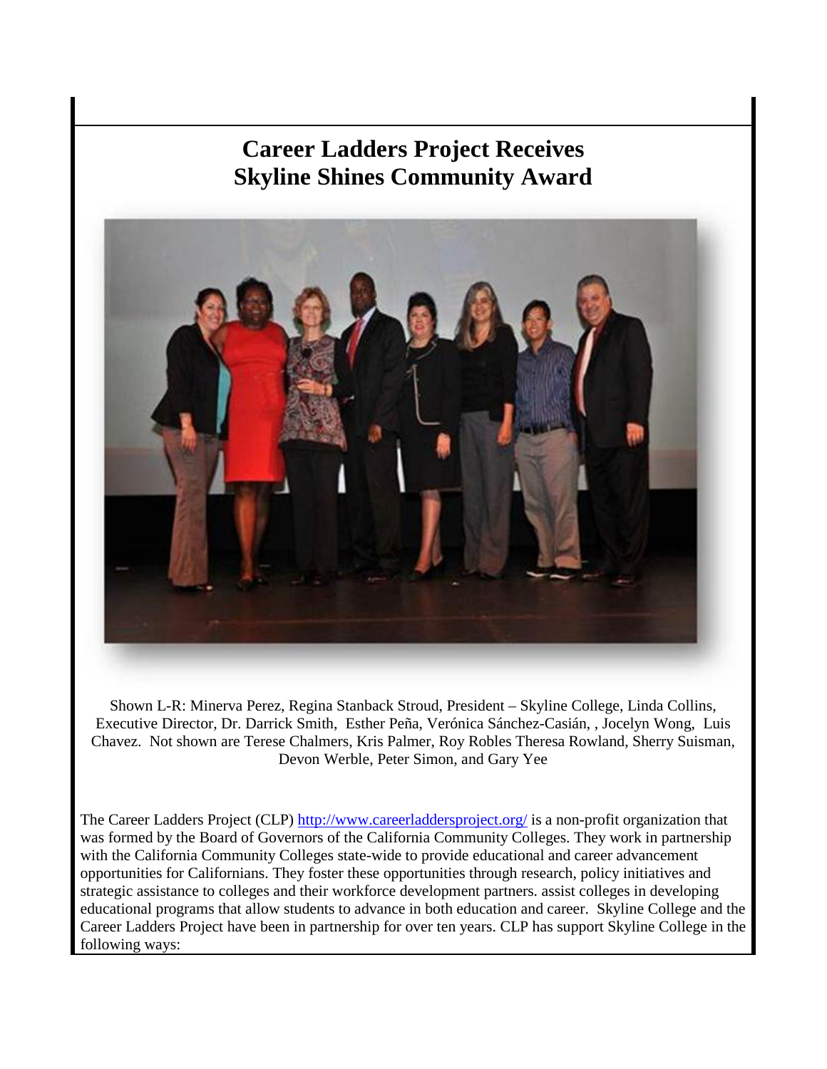# Career Ladders Project Receives Skyline Shines Community Award

Shown L-R: Minerva Perez, Regina Stanback Stroud, President – Skyline College, Linda Collins, Executive Director, Dr. Darrick Smith, Esther Peña, Verónica Sánchez-Casián, , Jocelyn Wong, Luis Chavez. Not shown are Terese Chalmers, Kris Palmer, Roy Robles Theresa Rowland, Sherry Suisman, Devon Werble, Peter Simon, and Gary Yee

The Career Ladders Project (CLP) http://www.careerladdersproject.org/ is a non-profit organization that was formed by the Board of Governors of the California Community Colleges. They work in partnership with the California Community Colleges state-wide to provide educational and career advancement opportunities for Californians. They foster these opportunities through research, policy initiatives and strategic assistance to colleges and their workforce development partners. assist colleges in developing educational programs that allow students to advance in both education and career. Skyline College and the Career Ladders Project have been in partnership for over ten years. CLP has support Skyline College in the following ways: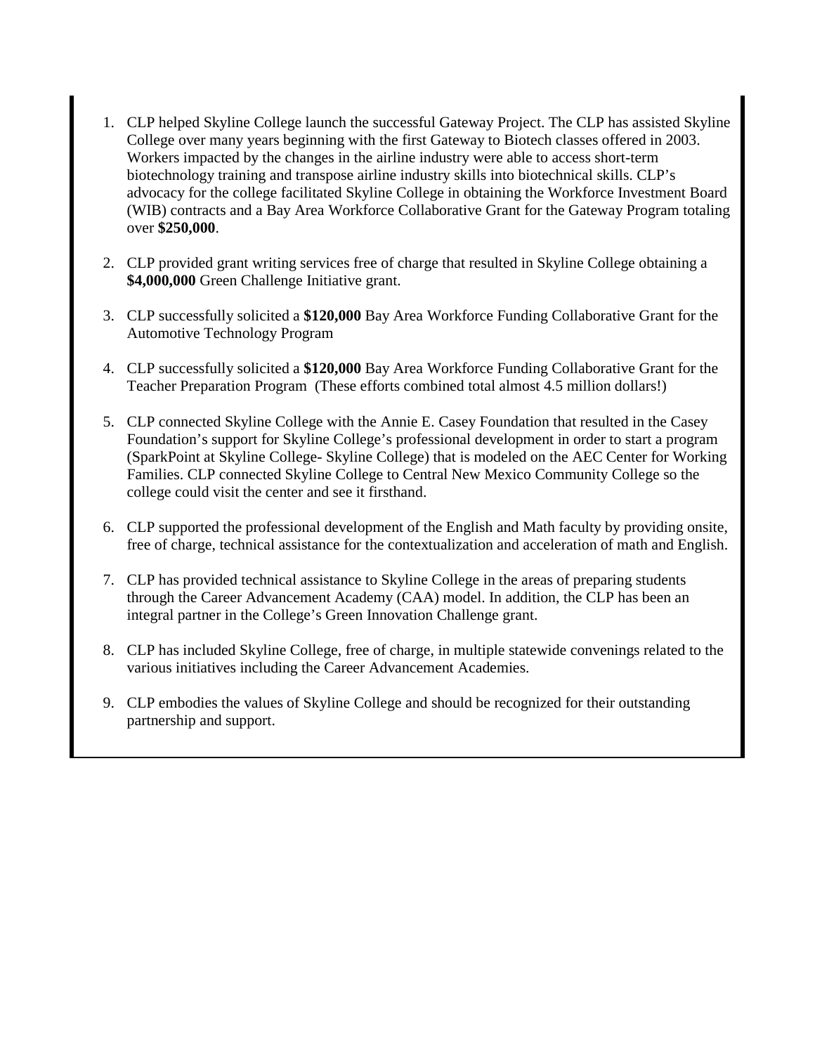1. CLP helped Skyline College launch the successful Gateway Project. The CLP has assisted Skyline College over many years beginning with the first Gateway to Biotech classes offered in 2003. Workers impacted by the changes in the airline industry were able to access short-term biotechnology training and transpose airline industry skills into biotechnical skills. CLP's advocacy for the college facilitated Skyline College in obtaining the Workforce Investment Board (WIB) contracts and a Bay Area Workforce Collaborative Grant for the Gateway Program totaling over **$250,000**.

2. CLP provided grant writing services free of charge that resulted in Skyline College obtaining a **$4,000,000** Green Challenge Initiative grant.

3. CLP successfully solicited a **$120,000** Bay Area Workforce Funding Collaborative Grant for the Automotive Technology Program

4. CLP successfully solicited a **$120,000** Bay Area Workforce Funding Collaborative Grant for the Teacher Preparation Program (These efforts combined total almost 4.5 million dollars!)

5. CLP connected Skyline College with the Annie E. Casey Foundation that resulted in the Casey Foundation's support for Skyline College's professional development in order to start a program (SparkPoint at Skyline College- Skyline College) that is modeled on the AEC Center for Working Families. CLP connected Skyline College to Central New Mexico Community College so the college could visit the center and see it firsthand.

6. CLP supported the professional development of the English and Math faculty by providing onsite, free of charge, technical assistance for the contextualization and acceleration of math and English.

7. CLP has provided technical assistance to Skyline College in the areas of preparing students through the Career Advancement Academy (CAA) model. In addition, the CLP has been an integral partner in the College's Green Innovation Challenge grant.

8. CLP has included Skyline College, free of charge, in multiple statewide convenings related to the various initiatives including the Career Advancement Academies.

9. CLP embodies the values of Skyline College and should be recognized for their outstanding partnership and support.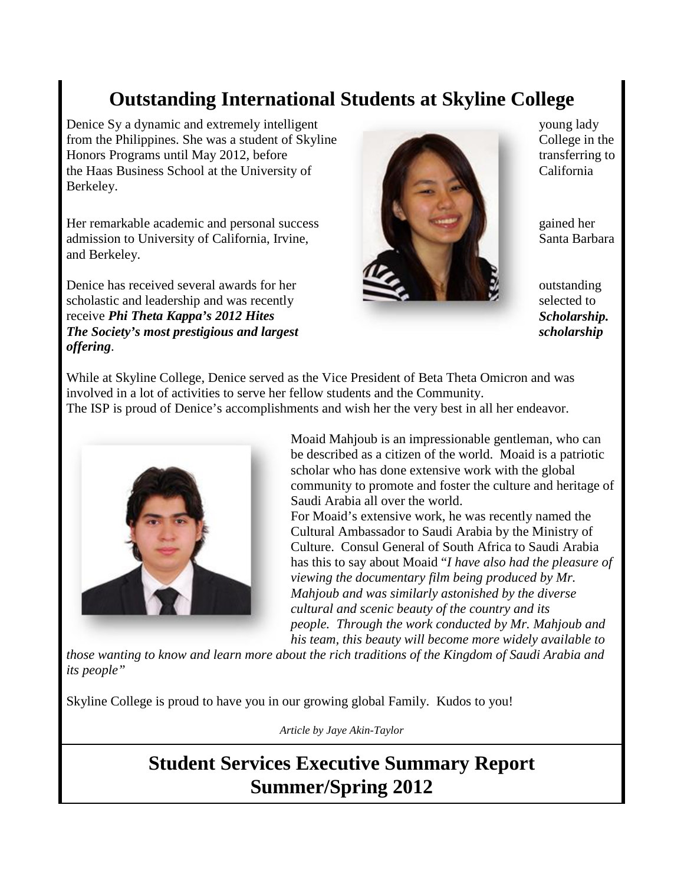# Outstanding International Students at Skyline College

Denice Sy a dynamic and extremely intelligent young lady from the Philippines. She was a student of Skyline College in the Honors Programs until May 2012, before transferring to the Haas Business School at the University of California Berkeley.

Her remarkable academic and personal success gained her admission to University of California, Irvine, Santa Barbara and Berkeley.

Denice has received several awards for her outstanding scholastic and leadership and was recently selected to receive ***Phi Theta Kappa's 2012 Hites Scholarship. The Society's most prestigious and largest scholarship offering***.

While at Skyline College, Denice served as the Vice President of Beta Theta Omicron and was involved in a lot of activities to serve her fellow students and the Community.
The ISP is proud of Denice's accomplishments and wish her the very best in all her endeavor.

Moaid Mahjoub is an impressionable gentleman, who can be described as a citizen of the world. Moaid is a patriotic scholar who has done extensive work with the global community to promote and foster the culture and heritage of Saudi Arabia all over the world.
For Moaid's extensive work, he was recently named the Cultural Ambassador to Saudi Arabia by the Ministry of Culture. Consul General of South Africa to Saudi Arabia has this to say about Moaid "*I have also had the pleasure of viewing the documentary film being produced by Mr. Mahjoub and was similarly astonished by the diverse cultural and scenic beauty of the country and its people. Through the work conducted by Mr. Mahjoub and his team, this beauty will become more widely available to those wanting to know and learn more about the rich traditions of the Kingdom of Saudi Arabia and its people*"

Skyline College is proud to have you in our growing global Family. Kudos to you!

*Article by Jaye Akin-Taylor*

# Student Services Executive Summary Report Summer/Spring 2012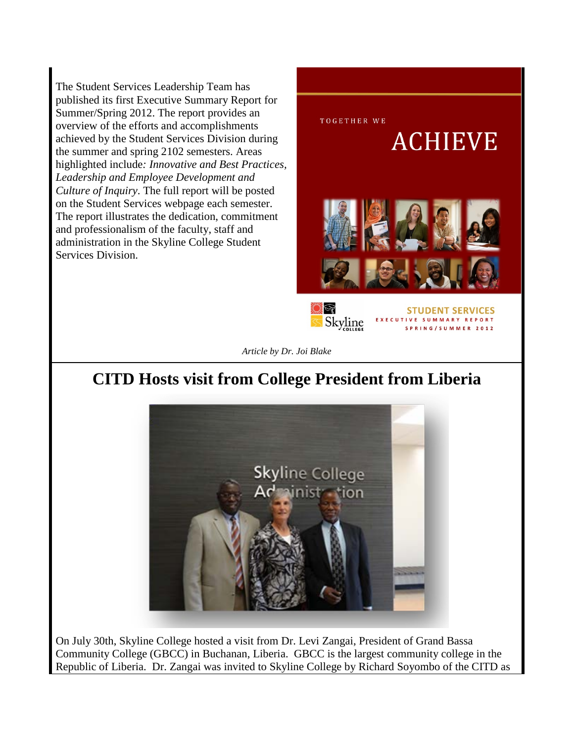The Student Services Leadership Team has published its first Executive Summary Report for Summer/Spring 2012. The report provides an overview of the efforts and accomplishments achieved by the Student Services Division during the summer and spring 2102 semesters. Areas highlighted include*: Innovative and Best Practices, Leadership and Employee Development and Culture of Inquiry*. The full report will be posted on the Student Services webpage each semester. The report illustrates the dedication, commitment and professionalism of the faculty, staff and administration in the Skyline College Student Services Division.

*Article by Dr. Joi Blake*

## CITD Hosts visit from College President from Liberia

On July 30th, Skyline College hosted a visit from Dr. Levi Zangai, President of Grand Bassa Community College (GBCC) in Buchanan, Liberia. GBCC is the largest community college in the Republic of Liberia. Dr. Zangai was invited to Skyline College by Richard Soyombo of the CITD as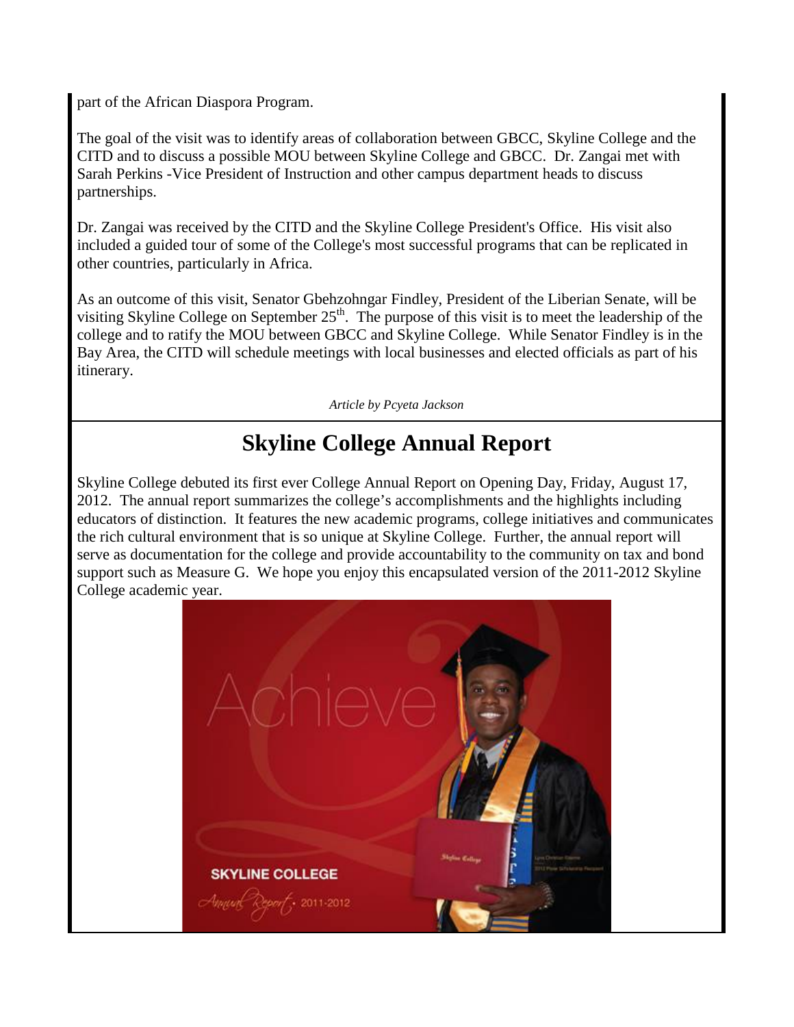part of the African Diaspora Program.

The goal of the visit was to identify areas of collaboration between GBCC, Skyline College and the CITD and to discuss a possible MOU between Skyline College and GBCC. Dr. Zangai met with Sarah Perkins -Vice President of Instruction and other campus department heads to discuss partnerships.

Dr. Zangai was received by the CITD and the Skyline College President's Office. His visit also included a guided tour of some of the College's most successful programs that can be replicated in other countries, particularly in Africa.

As an outcome of this visit, Senator Gbehzohngar Findley, President of the Liberian Senate, will be visiting Skyline College on September 25th. The purpose of this visit is to meet the leadership of the college and to ratify the MOU between GBCC and Skyline College. While Senator Findley is in the Bay Area, the CITD will schedule meetings with local businesses and elected officials as part of his itinerary.

*Article by Pcyeta Jackson*

## Skyline College Annual Report

Skyline College debuted its first ever College Annual Report on Opening Day, Friday, August 17, 2012. The annual report summarizes the college's accomplishments and the highlights including educators of distinction. It features the new academic programs, college initiatives and communicates the rich cultural environment that is so unique at Skyline College. Further, the annual report will serve as documentation for the college and provide accountability to the community on tax and bond support such as Measure G. We hope you enjoy this encapsulated version of the 2011-2012 Skyline College academic year.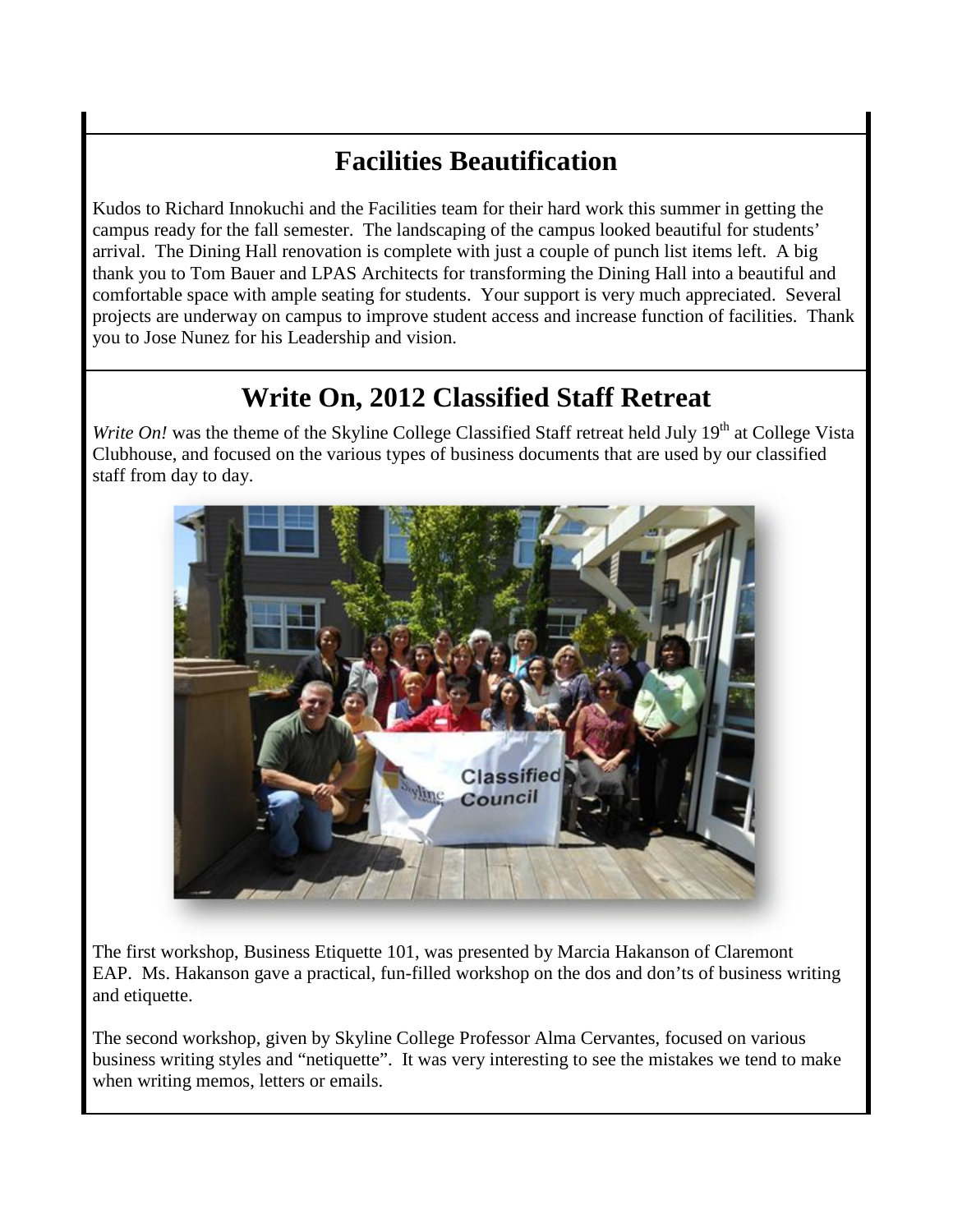## Facilities Beautification

Kudos to Richard Innokuchi and the Facilities team for their hard work this summer in getting the campus ready for the fall semester. The landscaping of the campus looked beautiful for students' arrival. The Dining Hall renovation is complete with just a couple of punch list items left. A big thank you to Tom Bauer and LPAS Architects for transforming the Dining Hall into a beautiful and comfortable space with ample seating for students. Your support is very much appreciated. Several projects are underway on campus to improve student access and increase function of facilities. Thank you to Jose Nunez for his Leadership and vision.

## Write On, 2012 Classified Staff Retreat

*Write On!* was the theme of the Skyline College Classified Staff retreat held July 19th at College Vista Clubhouse, and focused on the various types of business documents that are used by our classified staff from day to day.

The first workshop, Business Etiquette 101, was presented by Marcia Hakanson of Claremont EAP. Ms. Hakanson gave a practical, fun-filled workshop on the dos and don'ts of business writing and etiquette.

The second workshop, given by Skyline College Professor Alma Cervantes, focused on various business writing styles and "netiquette". It was very interesting to see the mistakes we tend to make when writing memos, letters or emails.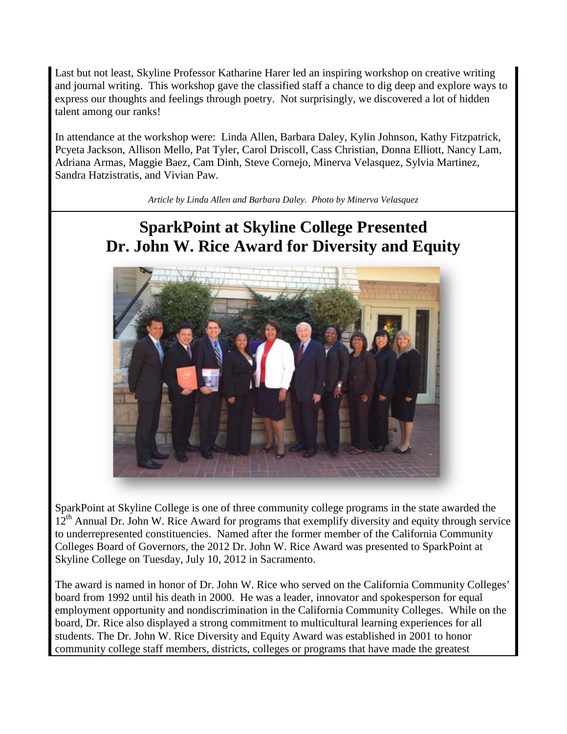Last but not least, Skyline Professor Katharine Harer led an inspiring workshop on creative writing and journal writing. This workshop gave the classified staff a chance to dig deep and explore ways to express our thoughts and feelings through poetry. Not surprisingly, we discovered a lot of hidden talent among our ranks!

In attendance at the workshop were: Linda Allen, Barbara Daley, Kylin Johnson, Kathy Fitzpatrick, Pcyeta Jackson, Allison Mello, Pat Tyler, Carol Driscoll, Cass Christian, Donna Elliott, Nancy Lam, Adriana Armas, Maggie Baez, Cam Dinh, Steve Cornejo, Minerva Velasquez, Sylvia Martinez, Sandra Hatzistratis, and Vivian Paw.

*Article by Linda Allen and Barbara Daley. Photo by Minerva Velasquez*

# SparkPoint at Skyline College Presented Dr. John W. Rice Award for Diversity and Equity

SparkPoint at Skyline College is one of three community college programs in the state awarded the 12th Annual Dr. John W. Rice Award for programs that exemplify diversity and equity through service to underrepresented constituencies. Named after the former member of the California Community Colleges Board of Governors, the 2012 Dr. John W. Rice Award was presented to SparkPoint at Skyline College on Tuesday, July 10, 2012 in Sacramento.

The award is named in honor of Dr. John W. Rice who served on the California Community Colleges' board from 1992 until his death in 2000. He was a leader, innovator and spokesperson for equal employment opportunity and nondiscrimination in the California Community Colleges. While on the board, Dr. Rice also displayed a strong commitment to multicultural learning experiences for all students. The Dr. John W. Rice Diversity and Equity Award was established in 2001 to honor community college staff members, districts, colleges or programs that have made the greatest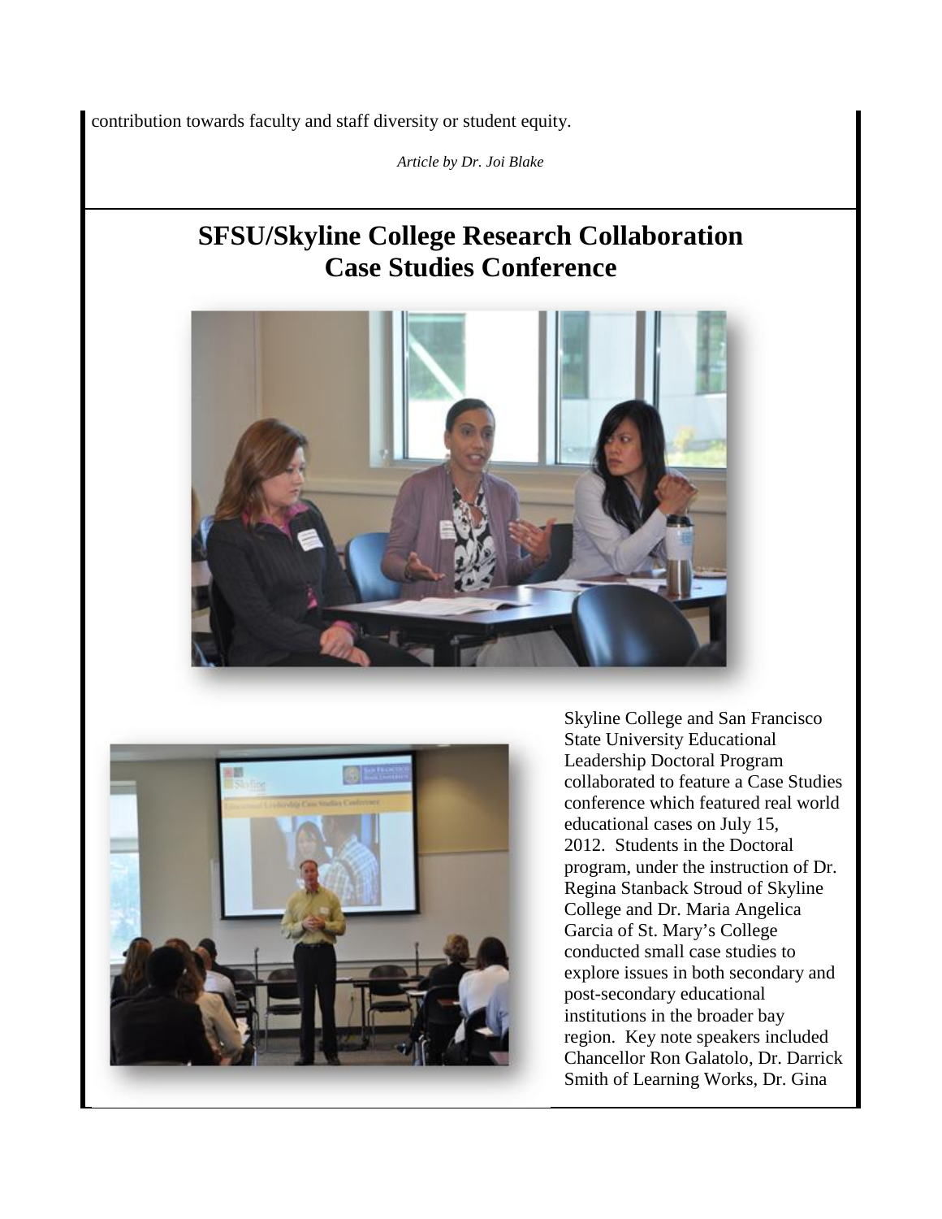contribution towards faculty and staff diversity or student equity.

*Article by Dr. Joi Blake*

## SFSU/Skyline College Research Collaboration Case Studies Conference

Skyline College and San Francisco State University Educational Leadership Doctoral Program collaborated to feature a Case Studies conference which featured real world educational cases on July 15, 2012. Students in the Doctoral program, under the instruction of Dr. Regina Stanback Stroud of Skyline College and Dr. Maria Angelica Garcia of St. Mary's College conducted small case studies to explore issues in both secondary and post-secondary educational institutions in the broader bay region. Key note speakers included Chancellor Ron Galatolo, Dr. Darrick Smith of Learning Works, Dr. Gina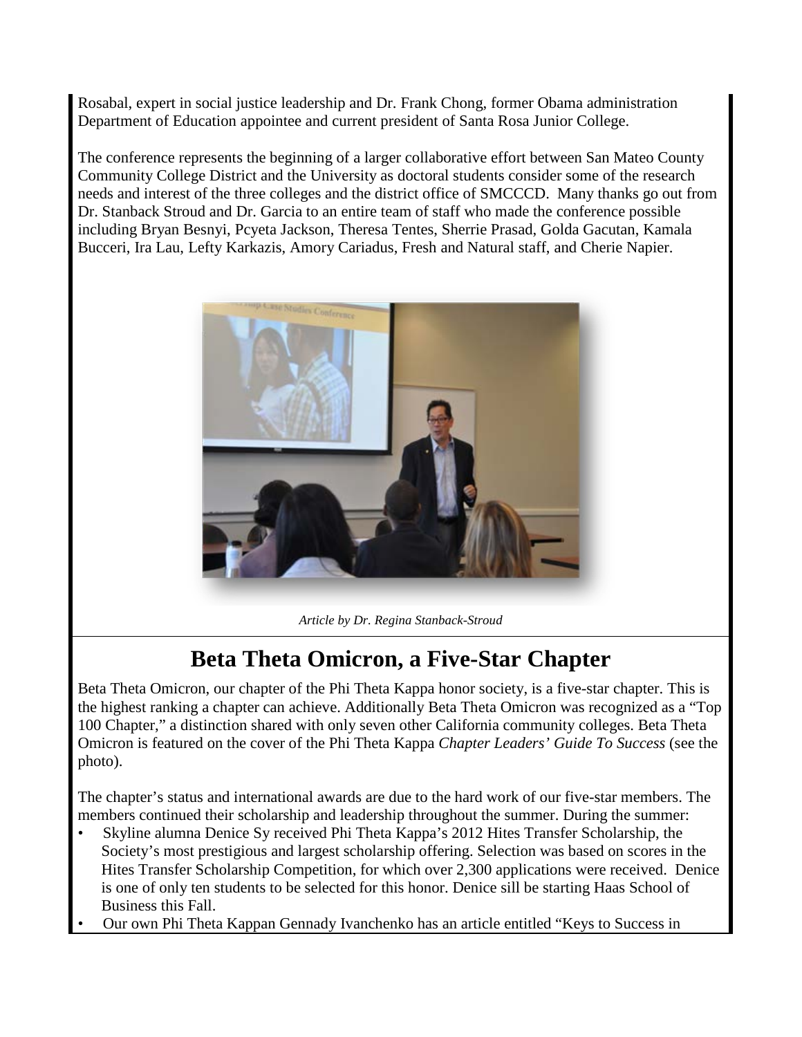Rosabal, expert in social justice leadership and Dr. Frank Chong, former Obama administration Department of Education appointee and current president of Santa Rosa Junior College.

The conference represents the beginning of a larger collaborative effort between San Mateo County Community College District and the University as doctoral students consider some of the research needs and interest of the three colleges and the district office of SMCCCD. Many thanks go out from Dr. Stanback Stroud and Dr. Garcia to an entire team of staff who made the conference possible including Bryan Besnyi, Pcyeta Jackson, Theresa Tentes, Sherrie Prasad, Golda Gacutan, Kamala Bucceri, Ira Lau, Lefty Karkazis, Amory Cariadus, Fresh and Natural staff, and Cherie Napier.

*Article by Dr. Regina Stanback-Stroud*

## Beta Theta Omicron, a Five-Star Chapter

Beta Theta Omicron, our chapter of the Phi Theta Kappa honor society, is a five-star chapter. This is the highest ranking a chapter can achieve. Additionally Beta Theta Omicron was recognized as a "Top 100 Chapter," a distinction shared with only seven other California community colleges. Beta Theta Omicron is featured on the cover of the Phi Theta Kappa *Chapter Leaders' Guide To Success* (see the photo).

The chapter's status and international awards are due to the hard work of our five-star members. The members continued their scholarship and leadership throughout the summer. During the summer:

- Skyline alumna Denice Sy received Phi Theta Kappa's 2012 Hites Transfer Scholarship, the Society's most prestigious and largest scholarship offering. Selection was based on scores in the Hites Transfer Scholarship Competition, for which over 2,300 applications were received. Denice is one of only ten students to be selected for this honor. Denice sill be starting Haas School of Business this Fall.
- Our own Phi Theta Kappan Gennady Ivanchenko has an article entitled "Keys to Success in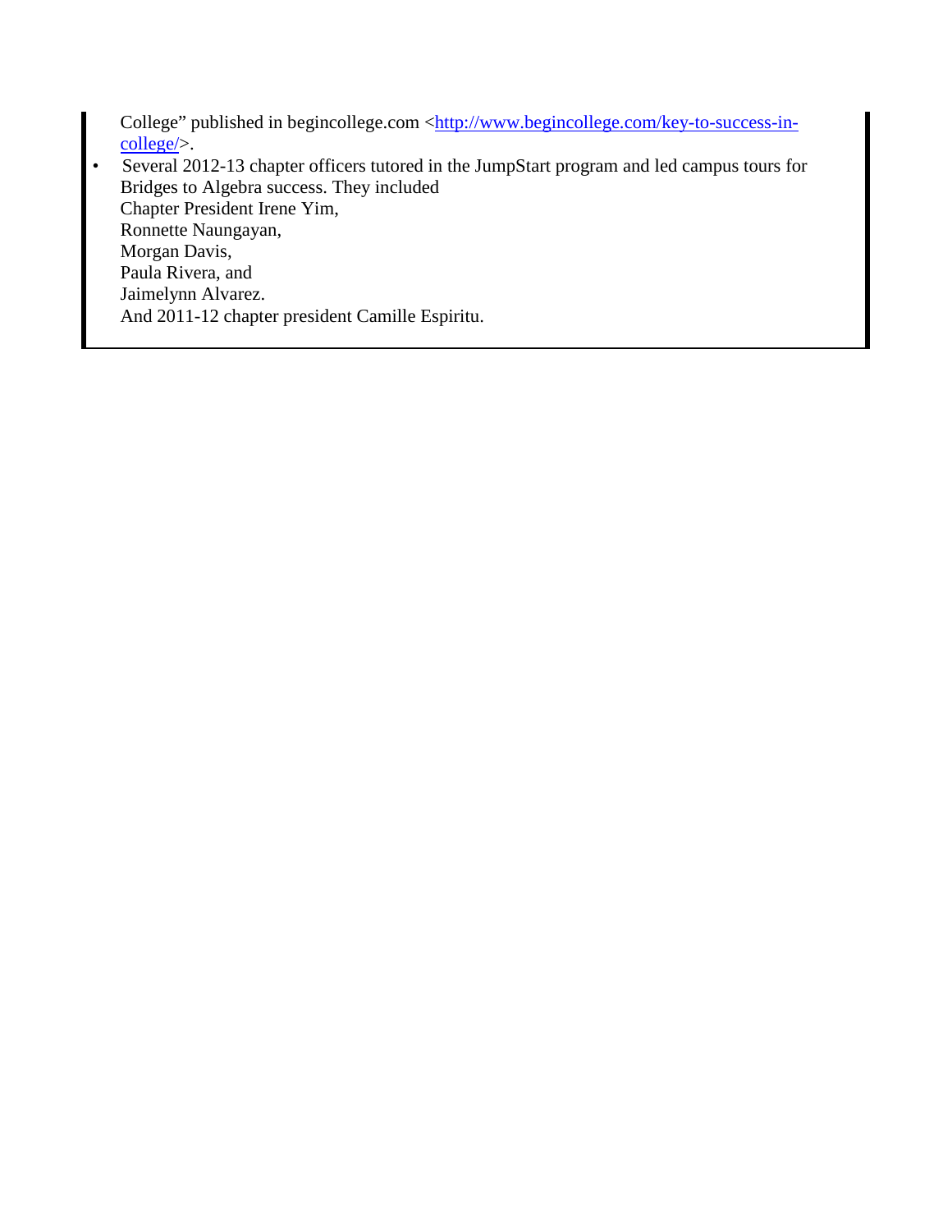College" published in begincollege.com <http://www.begincollege.com/key-to-success-in-college/>.

- Several 2012-13 chapter officers tutored in the JumpStart program and led campus tours for Bridges to Algebra success. They included
  Chapter President Irene Yim,
  Ronnette Naungayan,
  Morgan Davis,
  Paula Rivera, and
  Jaimelynn Alvarez.
  And 2011-12 chapter president Camille Espiritu.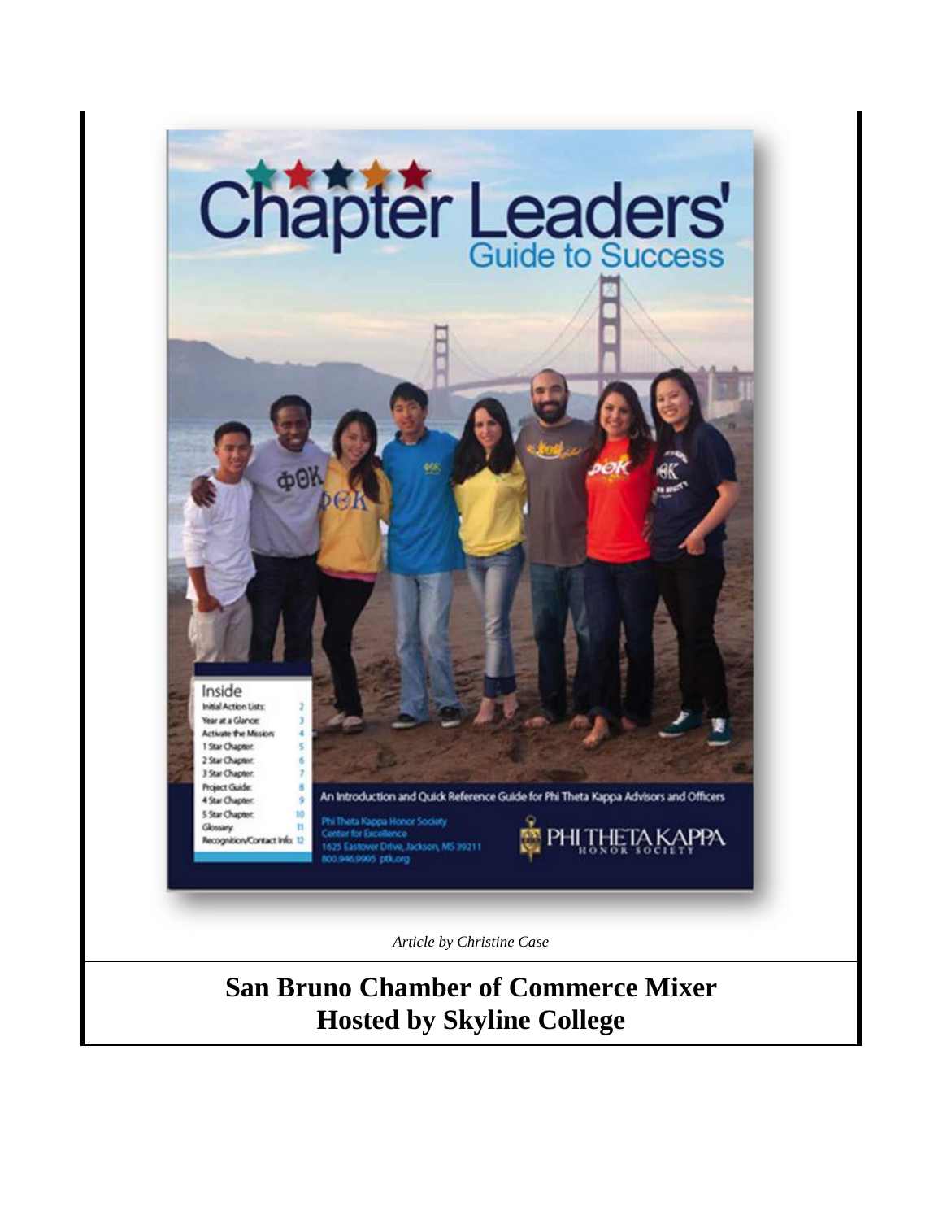*Article by Christine Case*

## San Bruno Chamber of Commerce Mixer Hosted by Skyline College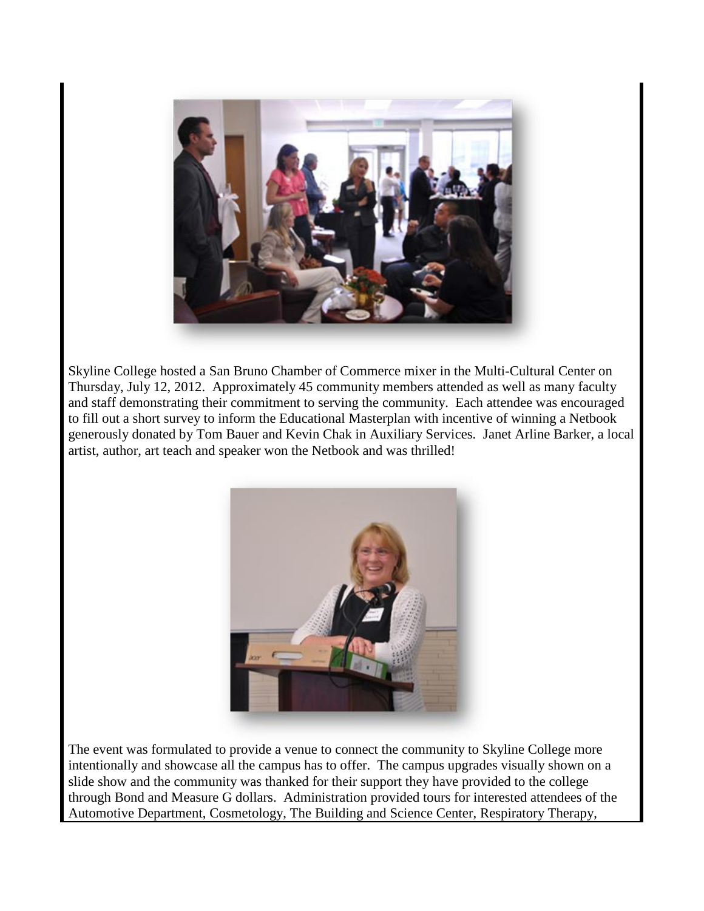Skyline College hosted a San Bruno Chamber of Commerce mixer in the Multi-Cultural Center on Thursday, July 12, 2012. Approximately 45 community members attended as well as many faculty and staff demonstrating their commitment to serving the community. Each attendee was encouraged to fill out a short survey to inform the Educational Masterplan with incentive of winning a Netbook generously donated by Tom Bauer and Kevin Chak in Auxiliary Services. Janet Arline Barker, a local artist, author, art teach and speaker won the Netbook and was thrilled!

The event was formulated to provide a venue to connect the community to Skyline College more intentionally and showcase all the campus has to offer. The campus upgrades visually shown on a slide show and the community was thanked for their support they have provided to the college through Bond and Measure G dollars. Administration provided tours for interested attendees of the Automotive Department, Cosmetology, The Building and Science Center, Respiratory Therapy,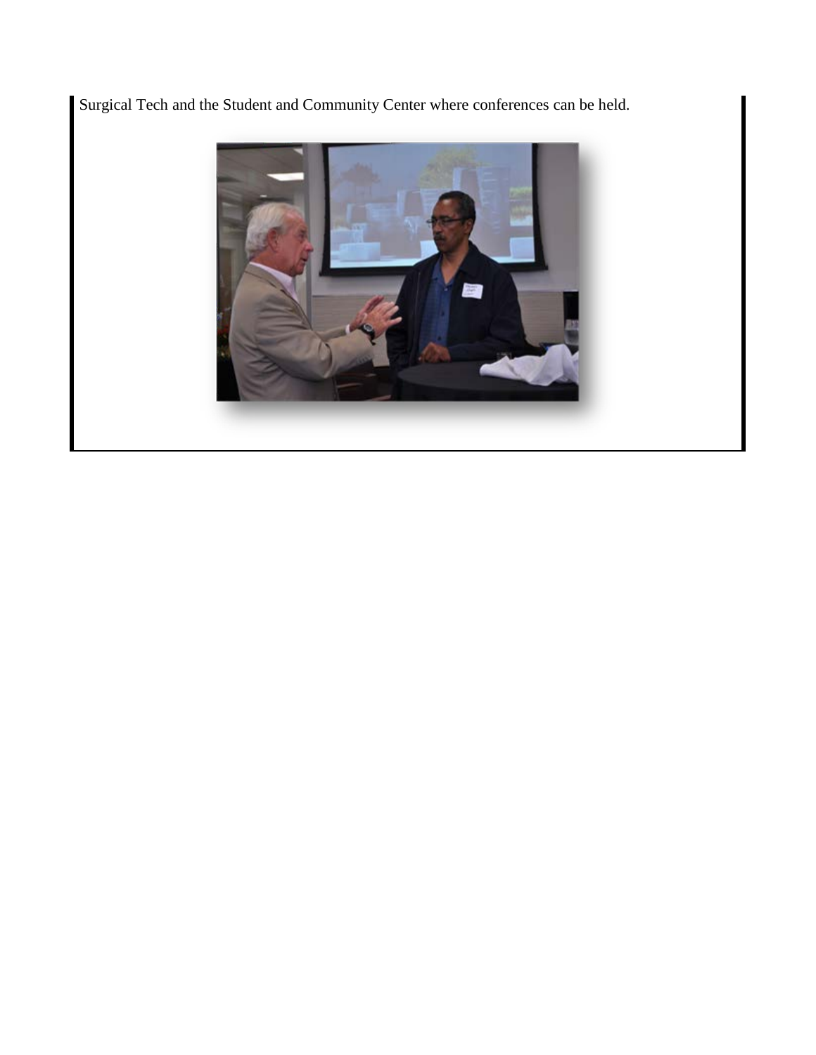Surgical Tech and the Student and Community Center where conferences can be held.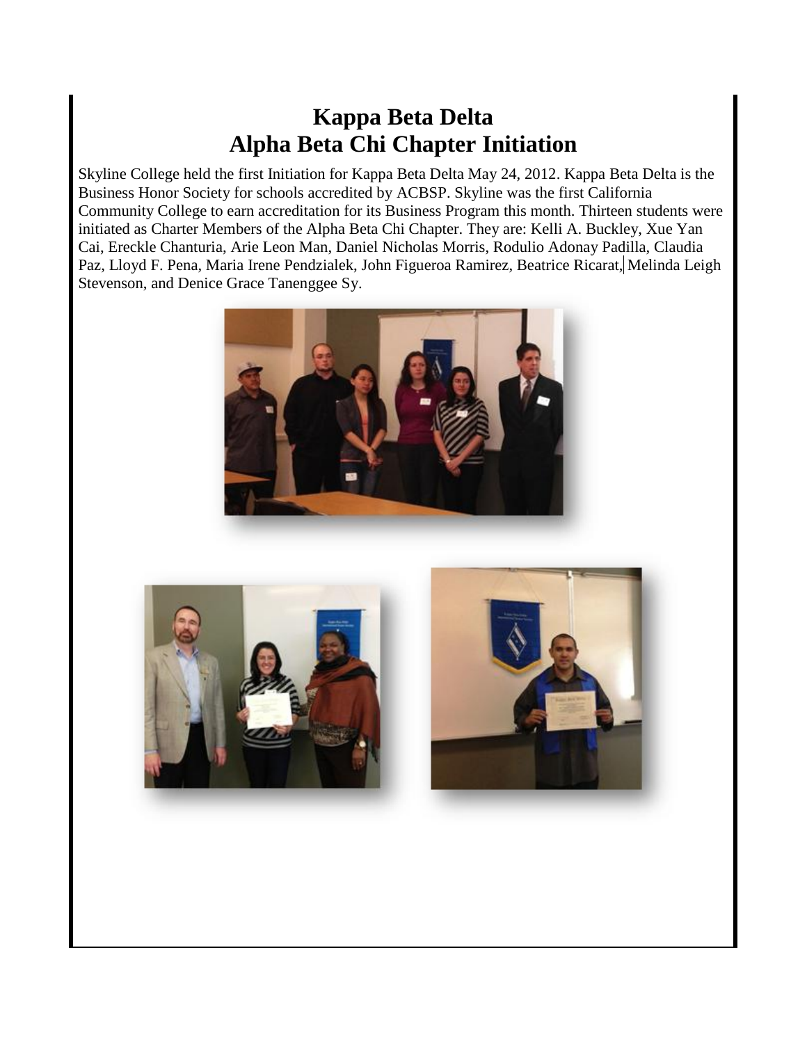# Kappa Beta Delta
# Alpha Beta Chi Chapter Initiation

Skyline College held the first Initiation for Kappa Beta Delta May 24, 2012. Kappa Beta Delta is the Business Honor Society for schools accredited by ACBSP. Skyline was the first California Community College to earn accreditation for its Business Program this month. Thirteen students were initiated as Charter Members of the Alpha Beta Chi Chapter. They are: Kelli A. Buckley, Xue Yan Cai, Ereckle Chanturia, Arie Leon Man, Daniel Nicholas Morris, Rodulio Adonay Padilla, Claudia Paz, Lloyd F. Pena, Maria Irene Pendzialek, John Figueroa Ramirez, Beatrice Ricarat, Melinda Leigh Stevenson, and Denice Grace Tanenggee Sy.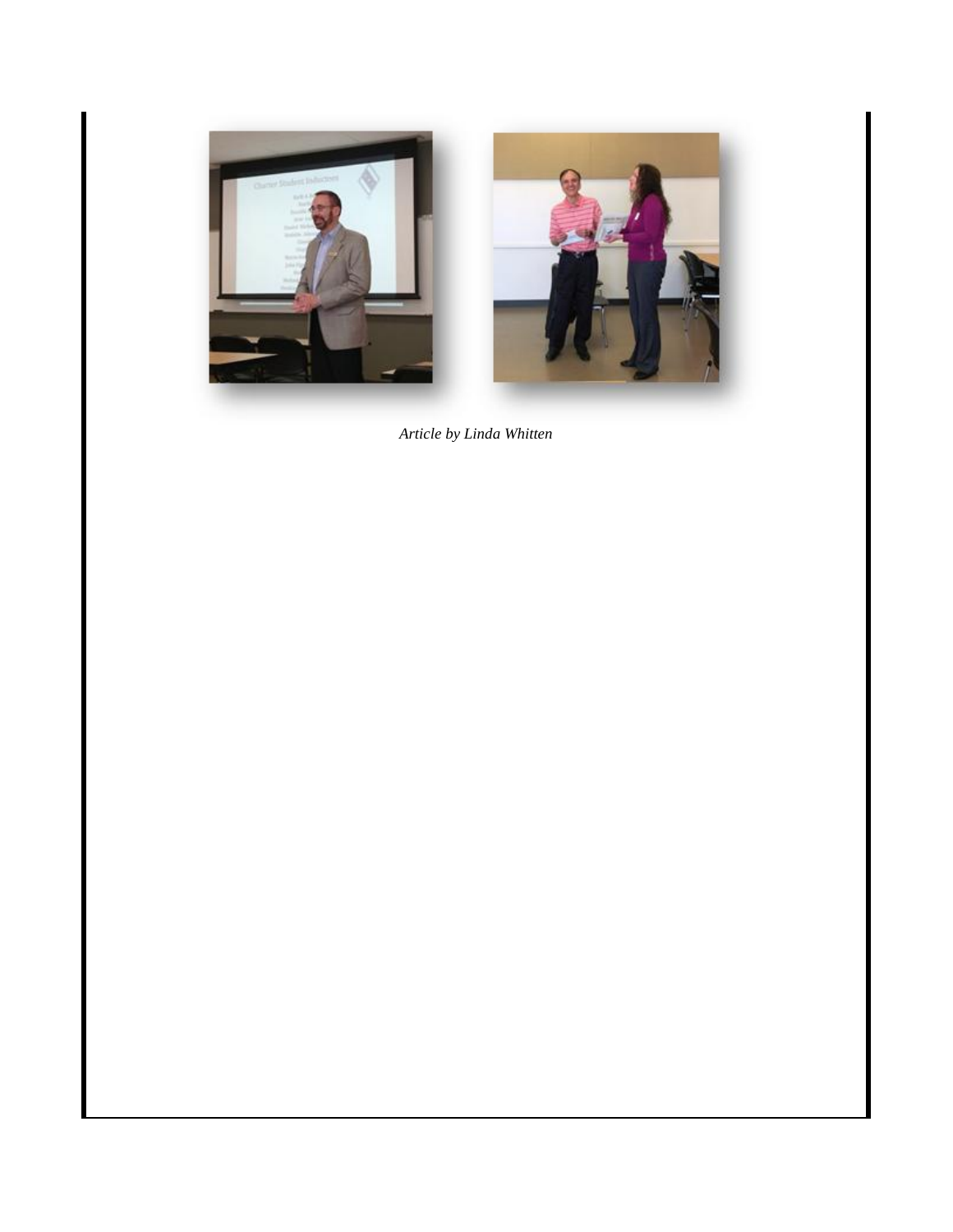*Article by Linda Whitten*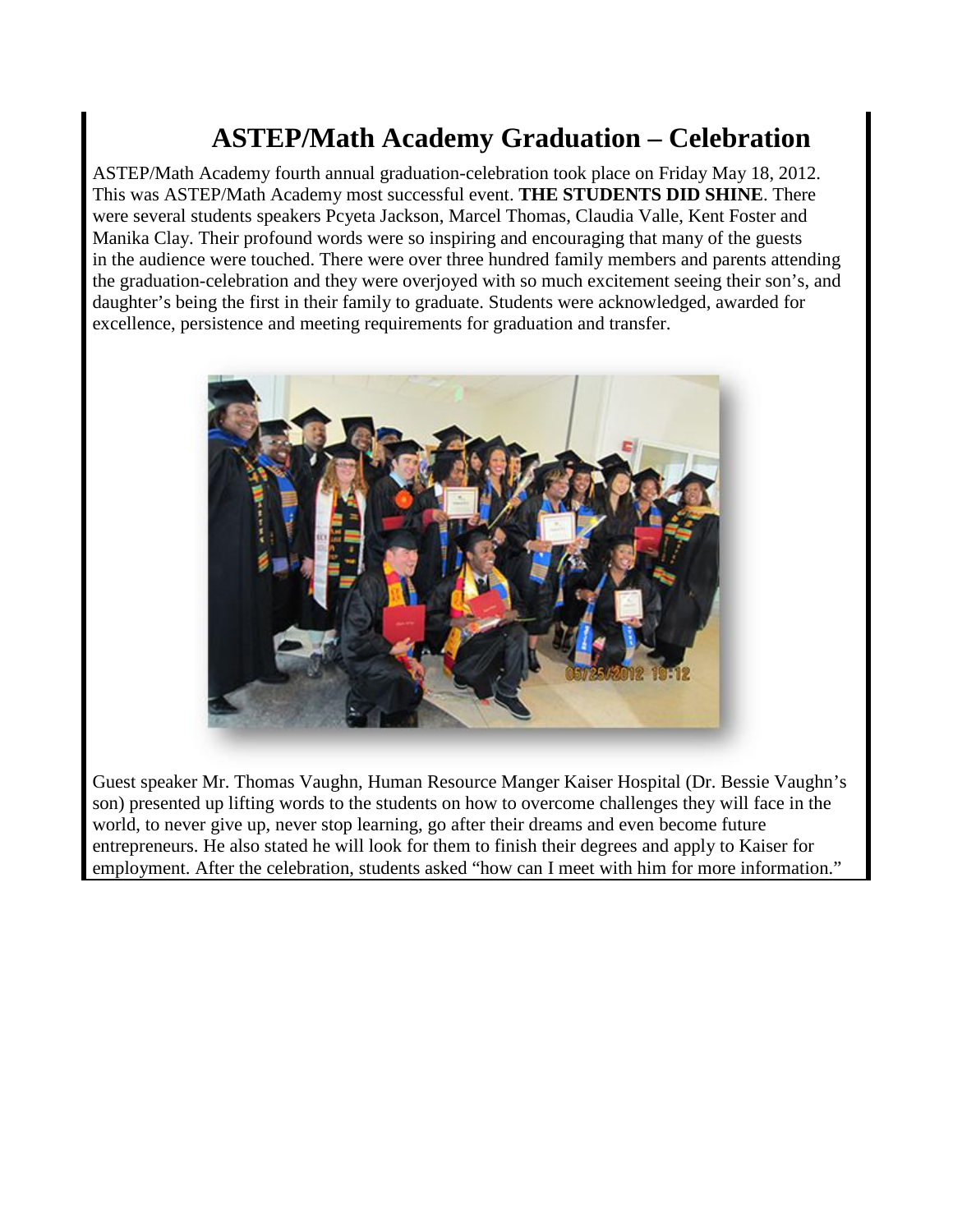# ASTEP/Math Academy Graduation – Celebration

ASTEP/Math Academy fourth annual graduation-celebration took place on Friday May 18, 2012. This was ASTEP/Math Academy most successful event. **THE STUDENTS DID SHINE**. There were several students speakers Pcyeta Jackson, Marcel Thomas, Claudia Valle, Kent Foster and Manika Clay. Their profound words were so inspiring and encouraging that many of the guests in the audience were touched. There were over three hundred family members and parents attending the graduation-celebration and they were overjoyed with so much excitement seeing their son's, and daughter's being the first in their family to graduate. Students were acknowledged, awarded for excellence, persistence and meeting requirements for graduation and transfer.

Guest speaker Mr. Thomas Vaughn, Human Resource Manger Kaiser Hospital (Dr. Bessie Vaughn's son) presented up lifting words to the students on how to overcome challenges they will face in the world, to never give up, never stop learning, go after their dreams and even become future entrepreneurs. He also stated he will look for them to finish their degrees and apply to Kaiser for employment. After the celebration, students asked "how can I meet with him for more information."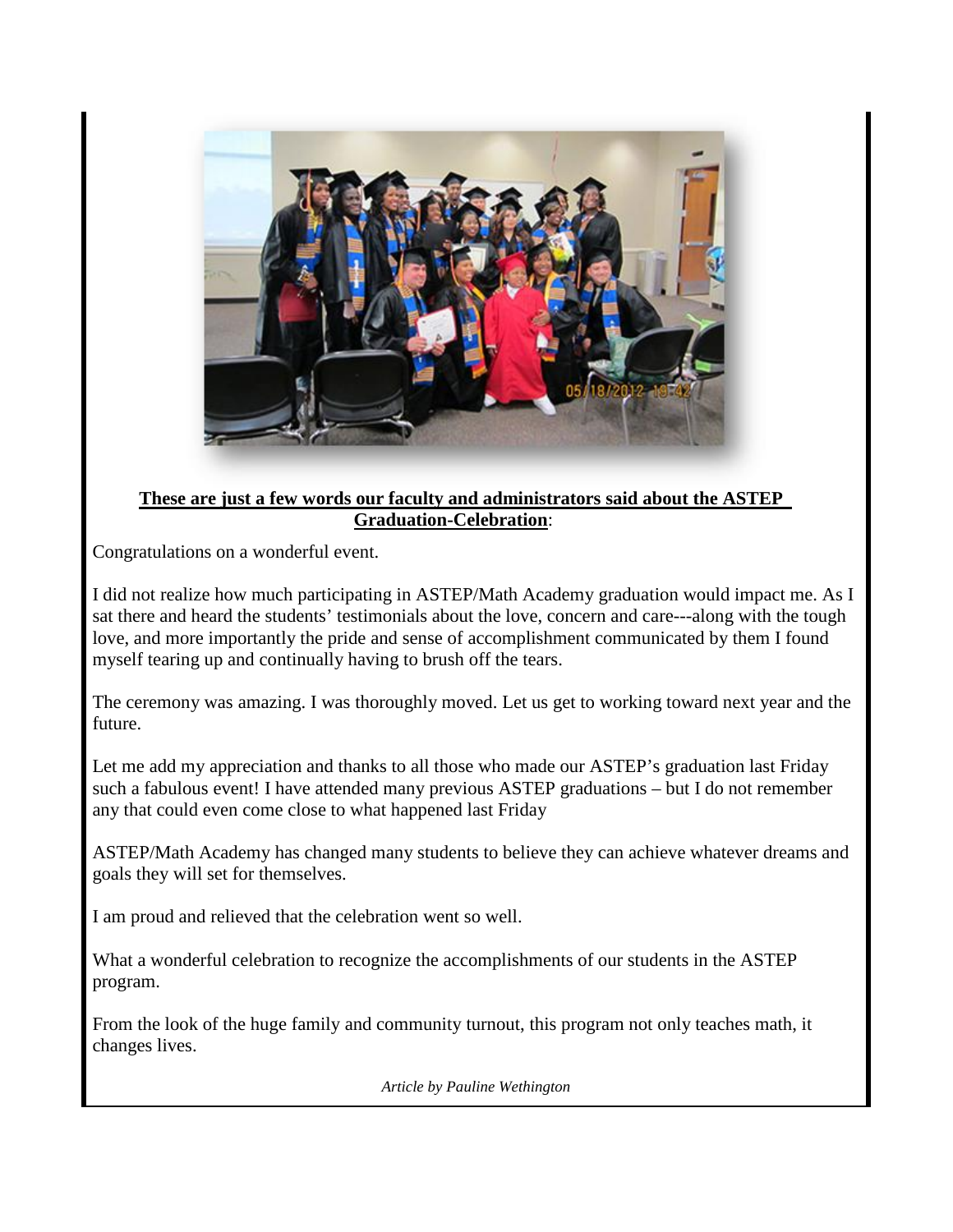**These are just a few words our faculty and administrators said about the ASTEP Graduation-Celebration**:

Congratulations on a wonderful event.

I did not realize how much participating in ASTEP/Math Academy graduation would impact me. As I sat there and heard the students' testimonials about the love, concern and care---along with the tough love, and more importantly the pride and sense of accomplishment communicated by them I found myself tearing up and continually having to brush off the tears.

The ceremony was amazing. I was thoroughly moved. Let us get to working toward next year and the future.

Let me add my appreciation and thanks to all those who made our ASTEP's graduation last Friday such a fabulous event! I have attended many previous ASTEP graduations – but I do not remember any that could even come close to what happened last Friday

ASTEP/Math Academy has changed many students to believe they can achieve whatever dreams and goals they will set for themselves.

I am proud and relieved that the celebration went so well.

What a wonderful celebration to recognize the accomplishments of our students in the ASTEP program.

From the look of the huge family and community turnout, this program not only teaches math, it changes lives.

*Article by Pauline Wethington*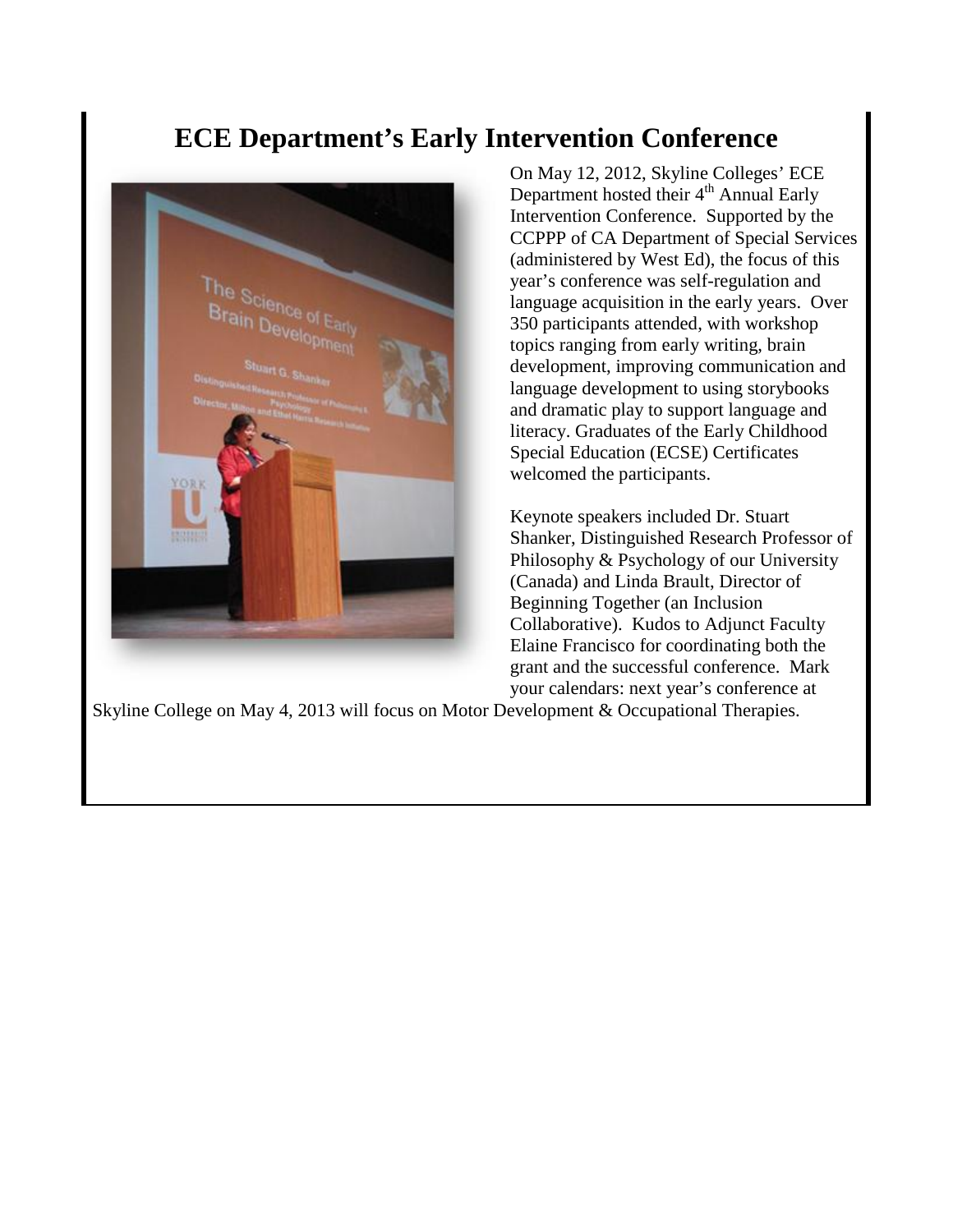# ECE Department's Early Intervention Conference

On May 12, 2012, Skyline Colleges' ECE Department hosted their 4th Annual Early Intervention Conference. Supported by the CCPPP of CA Department of Special Services (administered by West Ed), the focus of this year's conference was self-regulation and language acquisition in the early years. Over 350 participants attended, with workshop topics ranging from early writing, brain development, improving communication and language development to using storybooks and dramatic play to support language and literacy. Graduates of the Early Childhood Special Education (ECSE) Certificates welcomed the participants.

Keynote speakers included Dr. Stuart Shanker, Distinguished Research Professor of Philosophy & Psychology of our University (Canada) and Linda Brault, Director of Beginning Together (an Inclusion Collaborative). Kudos to Adjunct Faculty Elaine Francisco for coordinating both the grant and the successful conference. Mark your calendars: next year's conference at Skyline College on May 4, 2013 will focus on Motor Development & Occupational Therapies.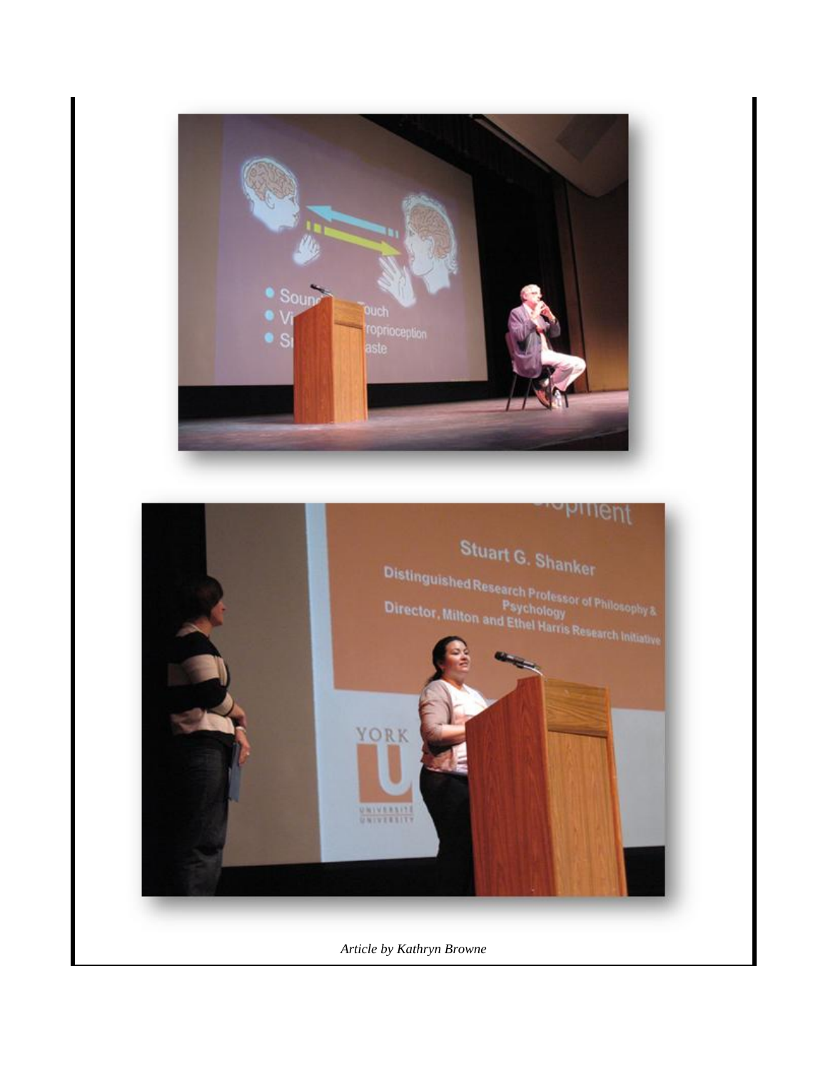*Article by Kathryn Browne*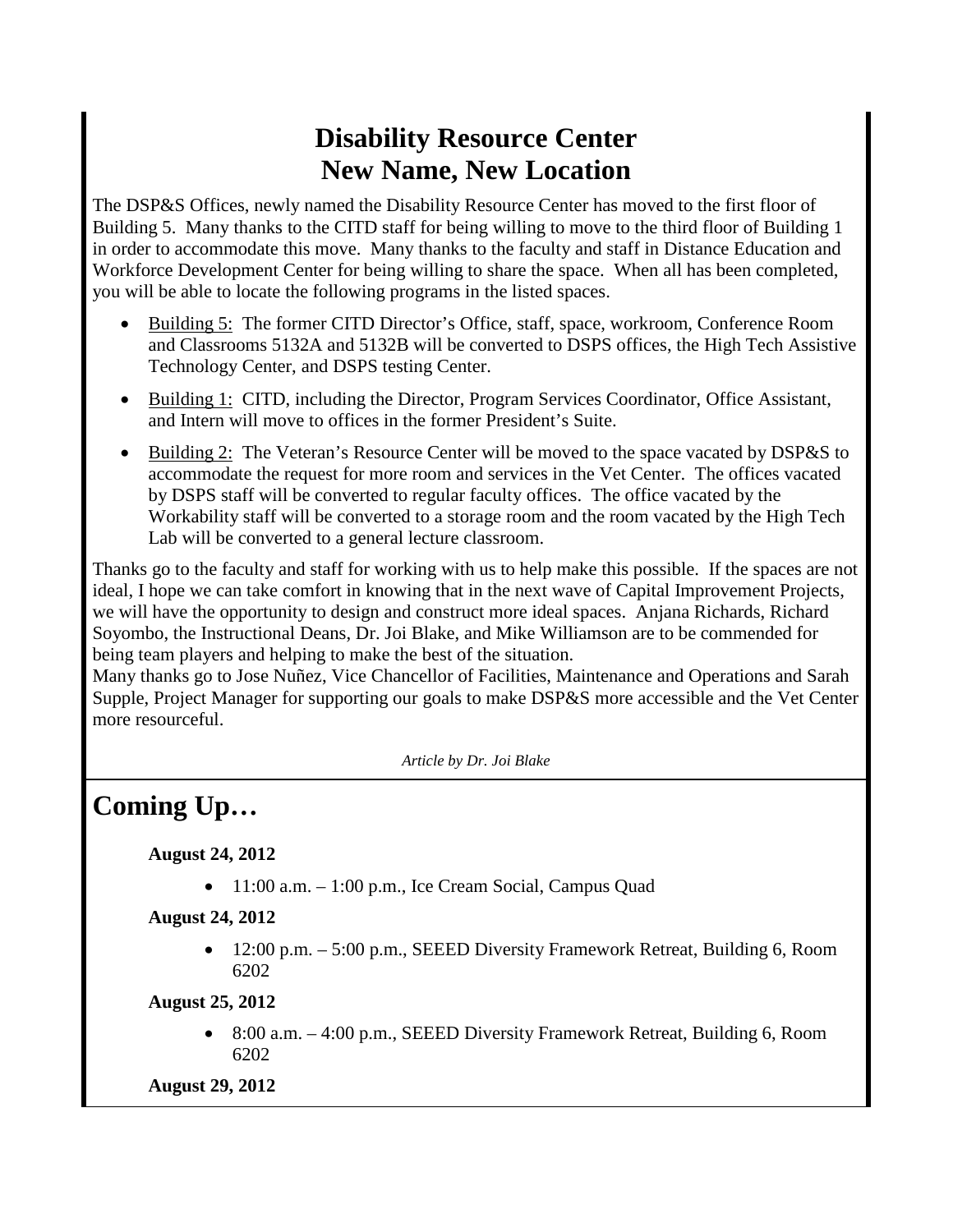# Disability Resource Center
# New Name, New Location

The DSP&S Offices, newly named the Disability Resource Center has moved to the first floor of Building 5. Many thanks to the CITD staff for being willing to move to the third floor of Building 1 in order to accommodate this move. Many thanks to the faculty and staff in Distance Education and Workforce Development Center for being willing to share the space. When all has been completed, you will be able to locate the following programs in the listed spaces.

- Building 5: The former CITD Director's Office, staff, space, workroom, Conference Room and Classrooms 5132A and 5132B will be converted to DSPS offices, the High Tech Assistive Technology Center, and DSPS testing Center.
- Building 1: CITD, including the Director, Program Services Coordinator, Office Assistant, and Intern will move to offices in the former President's Suite.
- Building 2: The Veteran's Resource Center will be moved to the space vacated by DSP&S to accommodate the request for more room and services in the Vet Center. The offices vacated by DSPS staff will be converted to regular faculty offices. The office vacated by the Workability staff will be converted to a storage room and the room vacated by the High Tech Lab will be converted to a general lecture classroom.

Thanks go to the faculty and staff for working with us to help make this possible. If the spaces are not ideal, I hope we can take comfort in knowing that in the next wave of Capital Improvement Projects, we will have the opportunity to design and construct more ideal spaces. Anjana Richards, Richard Soyombo, the Instructional Deans, Dr. Joi Blake, and Mike Williamson are to be commended for being team players and helping to make the best of the situation.
Many thanks go to Jose Nuñez, Vice Chancellor of Facilities, Maintenance and Operations and Sarah Supple, Project Manager for supporting our goals to make DSP&S more accessible and the Vet Center more resourceful.

*Article by Dr. Joi Blake*

# Coming Up…

**August 24, 2012**

- 11:00 a.m. – 1:00 p.m., Ice Cream Social, Campus Quad

**August 24, 2012**

- 12:00 p.m. – 5:00 p.m., SEEED Diversity Framework Retreat, Building 6, Room 6202

**August 25, 2012**

- 8:00 a.m. – 4:00 p.m., SEEED Diversity Framework Retreat, Building 6, Room 6202

**August 29, 2012**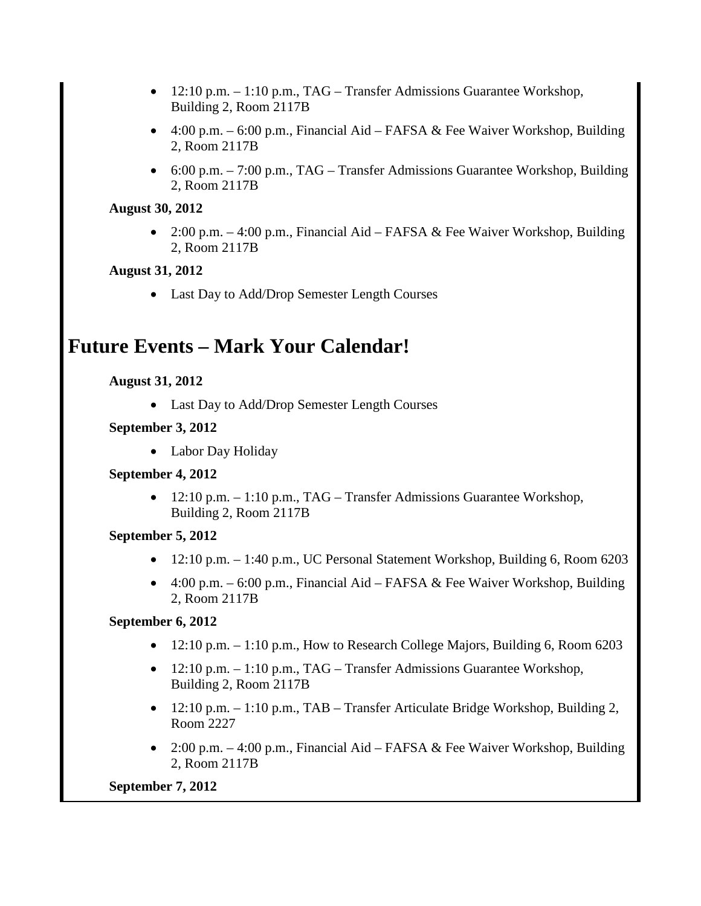- 12:10 p.m. – 1:10 p.m., TAG – Transfer Admissions Guarantee Workshop, Building 2, Room 2117B
- 4:00 p.m. – 6:00 p.m., Financial Aid – FAFSA & Fee Waiver Workshop, Building 2, Room 2117B
- 6:00 p.m. – 7:00 p.m., TAG – Transfer Admissions Guarantee Workshop, Building 2, Room 2117B

**August 30, 2012**

- 2:00 p.m. – 4:00 p.m., Financial Aid – FAFSA & Fee Waiver Workshop, Building 2, Room 2117B

**August 31, 2012**

- Last Day to Add/Drop Semester Length Courses

# Future Events – Mark Your Calendar!

**August 31, 2012**

- Last Day to Add/Drop Semester Length Courses

**September 3, 2012**

- Labor Day Holiday

**September 4, 2012**

- 12:10 p.m. – 1:10 p.m., TAG – Transfer Admissions Guarantee Workshop, Building 2, Room 2117B

**September 5, 2012**

- 12:10 p.m. – 1:40 p.m., UC Personal Statement Workshop, Building 6, Room 6203
- 4:00 p.m. – 6:00 p.m., Financial Aid – FAFSA & Fee Waiver Workshop, Building 2, Room 2117B

**September 6, 2012**

- 12:10 p.m. – 1:10 p.m., How to Research College Majors, Building 6, Room 6203
- 12:10 p.m. – 1:10 p.m., TAG – Transfer Admissions Guarantee Workshop, Building 2, Room 2117B
- 12:10 p.m. – 1:10 p.m., TAB – Transfer Articulate Bridge Workshop, Building 2, Room 2227
- 2:00 p.m. – 4:00 p.m., Financial Aid – FAFSA & Fee Waiver Workshop, Building 2, Room 2117B

**September 7, 2012**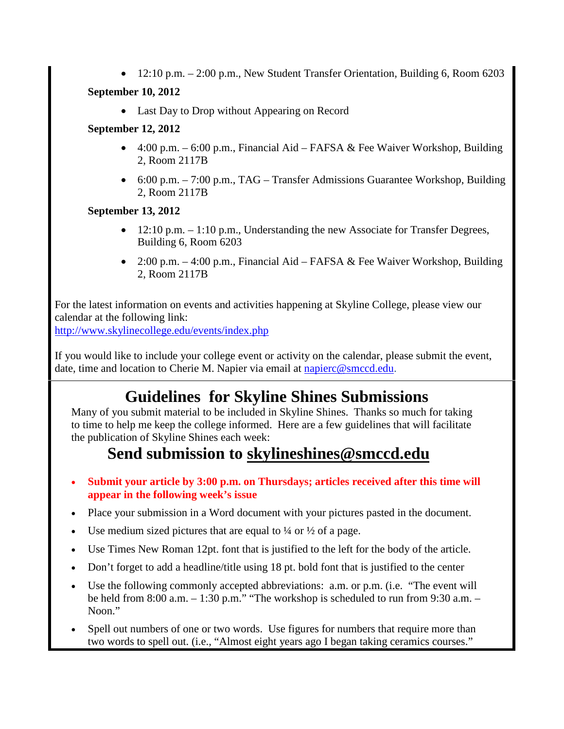- 12:10 p.m. – 2:00 p.m., New Student Transfer Orientation, Building 6, Room 6203

**September 10, 2012**

- Last Day to Drop without Appearing on Record

**September 12, 2012**

- 4:00 p.m. – 6:00 p.m., Financial Aid – FAFSA & Fee Waiver Workshop, Building 2, Room 2117B
- 6:00 p.m. – 7:00 p.m., TAG – Transfer Admissions Guarantee Workshop, Building 2, Room 2117B

**September 13, 2012**

- 12:10 p.m. – 1:10 p.m., Understanding the new Associate for Transfer Degrees, Building 6, Room 6203
- 2:00 p.m. – 4:00 p.m., Financial Aid – FAFSA & Fee Waiver Workshop, Building 2, Room 2117B

For the latest information on events and activities happening at Skyline College, please view our calendar at the following link:
http://www.skylinecollege.edu/events/index.php

If you would like to include your college event or activity on the calendar, please submit the event, date, time and location to Cherie M. Napier via email at napierc@smccd.edu.

# Guidelines for Skyline Shines Submissions

Many of you submit material to be included in Skyline Shines. Thanks so much for taking to time to help me keep the college informed. Here are a few guidelines that will facilitate the publication of Skyline Shines each week:

## Send submission to skylineshines@smccd.edu

- **Submit your article by 3:00 p.m. on Thursdays; articles received after this time will appear in the following week's issue**
- Place your submission in a Word document with your pictures pasted in the document.
- Use medium sized pictures that are equal to ¼ or ½ of a page.
- Use Times New Roman 12pt. font that is justified to the left for the body of the article.
- Don't forget to add a headline/title using 18 pt. bold font that is justified to the center
- Use the following commonly accepted abbreviations: a.m. or p.m. (i.e. "The event will be held from 8:00 a.m. – 1:30 p.m." "The workshop is scheduled to run from 9:30 a.m. – Noon."
- Spell out numbers of one or two words. Use figures for numbers that require more than two words to spell out. (i.e., "Almost eight years ago I began taking ceramics courses."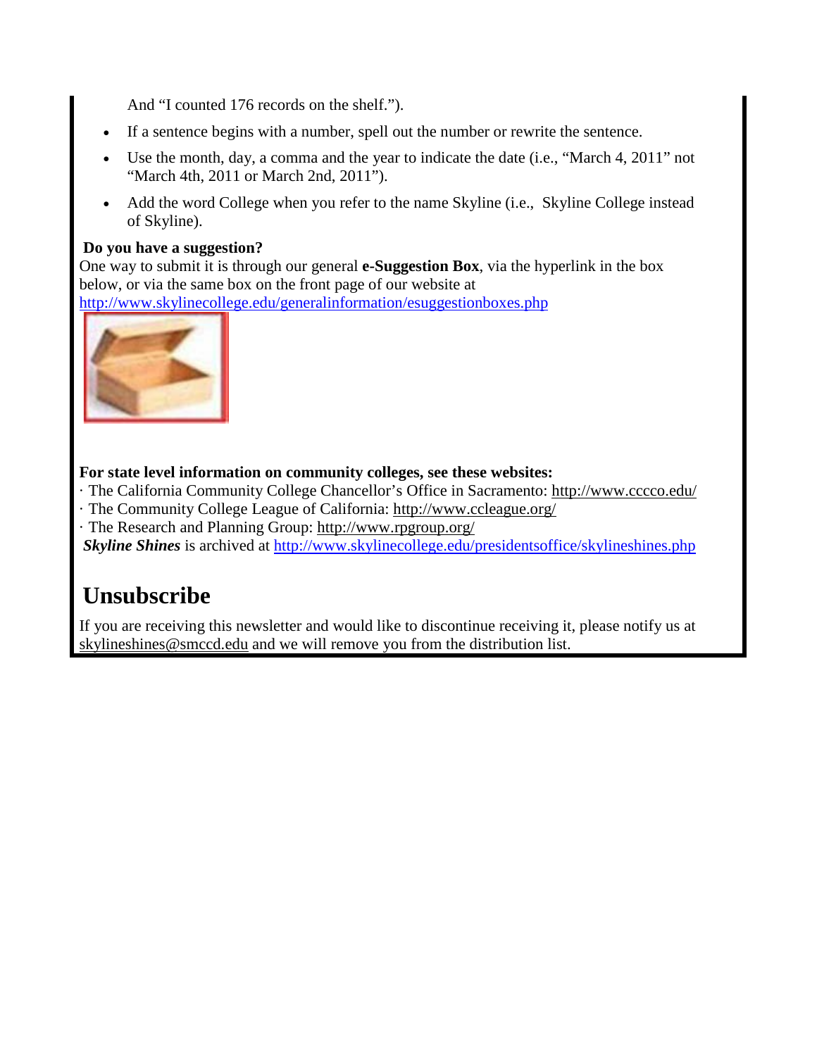And "I counted 176 records on the shelf.").

- If a sentence begins with a number, spell out the number or rewrite the sentence.
- Use the month, day, a comma and the year to indicate the date (i.e., "March 4, 2011" not "March 4th, 2011 or March 2nd, 2011").
- Add the word College when you refer to the name Skyline (i.e., Skyline College instead of Skyline).

**Do you have a suggestion?**

One way to submit it is through our general **e-Suggestion Box**, via the hyperlink in the box below, or via the same box on the front page of our website at http://www.skylinecollege.edu/generalinformation/esuggestionboxes.php

**For state level information on community colleges, see these websites:**

· The California Community College Chancellor's Office in Sacramento: http://www.cccco.edu/
· The Community College League of California: http://www.ccleague.org/
· The Research and Planning Group: http://www.rpgroup.org/

***Skyline Shines*** is archived at http://www.skylinecollege.edu/presidentsoffice/skylineshines.php

## Unsubscribe

If you are receiving this newsletter and would like to discontinue receiving it, please notify us at skylineshines@smccd.edu and we will remove you from the distribution list.